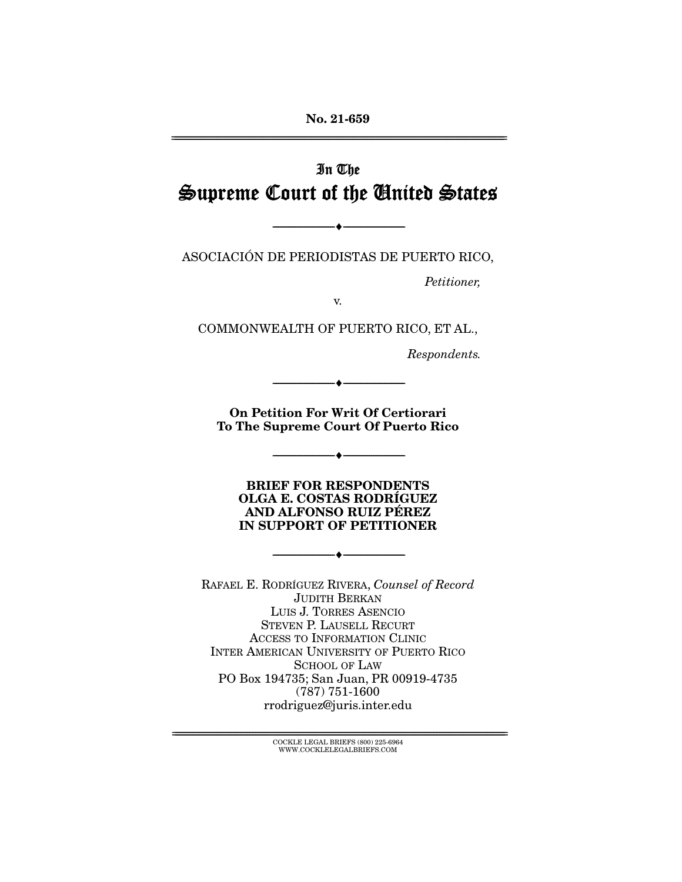No. 21-659

In The

# Supreme Court of the United States

---

ASOCIACIÓN DE PERIODISTAS DE PUERTO RICO,

*Petitioner,*

v.

COMMONWEALTH OF PUERTO RICO, ET AL.,

*Respondents.*

---

**On Petition For Writ Of Certiorari To The Supreme Court Of Puerto Rico**

---

**BRIEF FOR RESPONDENTS OLGA E. COSTAS RODRÍGUEZ AND ALFONSO RUIZ PÉREZ IN SUPPORT OF PETITIONER**

---

RAFAEL E. RODRÍGUEZ RIVERA, *Counsel of Record*
JUDITH BERKAN
LUIS J. TORRES ASENCIO
STEVEN P. LAUSELL RECURT
ACCESS TO INFORMATION CLINIC
INTER AMERICAN UNIVERSITY OF PUERTO RICO
SCHOOL OF LAW
PO Box 194735; San Juan, PR 00919-4735
(787) 751-1600
rrodriguez@juris.inter.edu

COCKLE LEGAL BRIEFS (800) 225-6964
WWW.COCKLELEGALBRIEFS.COM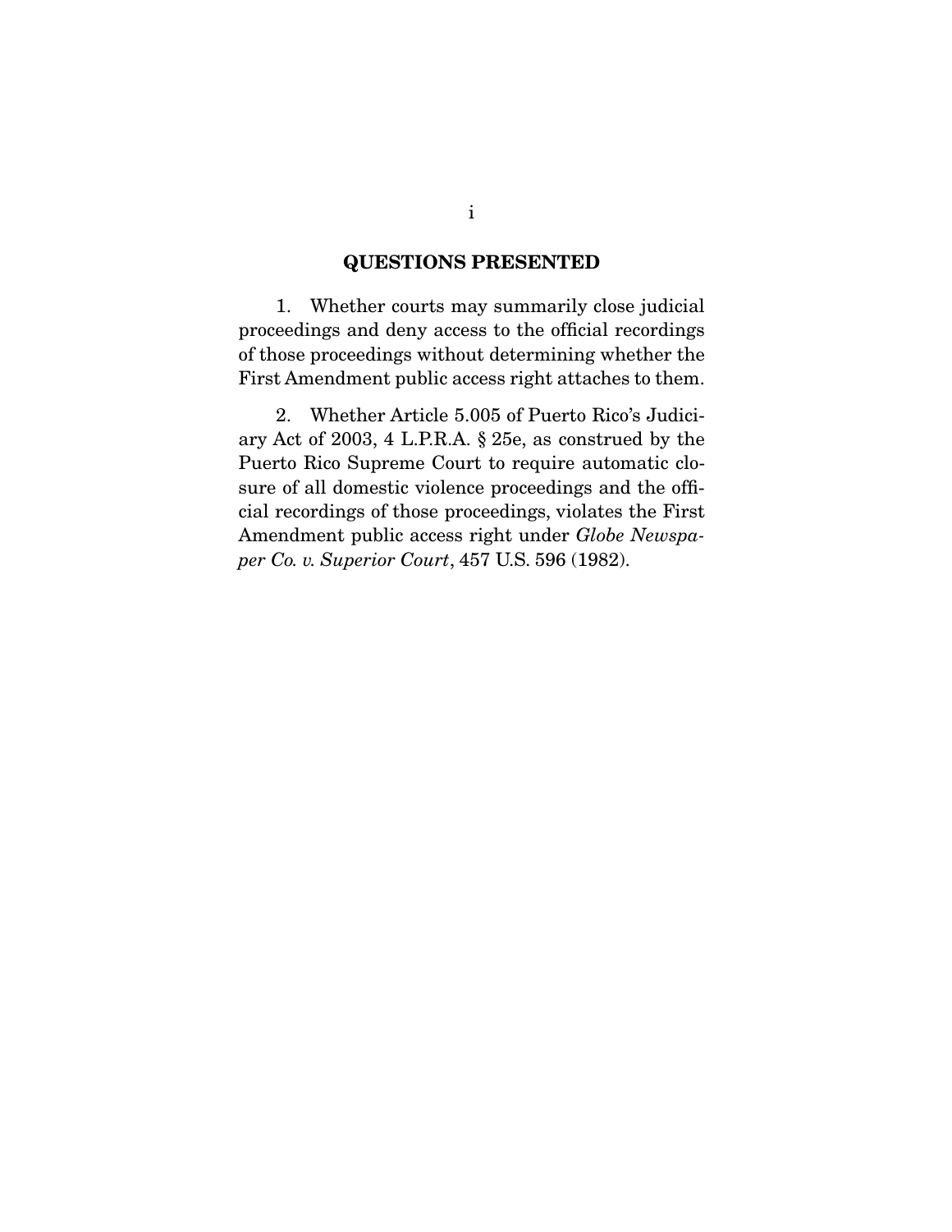## QUESTIONS PRESENTED

1. Whether courts may summarily close judicial proceedings and deny access to the official recordings of those proceedings without determining whether the First Amendment public access right attaches to them.

2. Whether Article 5.005 of Puerto Rico's Judiciary Act of 2003, 4 L.P.R.A. § 25e, as construed by the Puerto Rico Supreme Court to require automatic closure of all domestic violence proceedings and the official recordings of those proceedings, violates the First Amendment public access right under *Globe Newspaper Co. v. Superior Court*, 457 U.S. 596 (1982).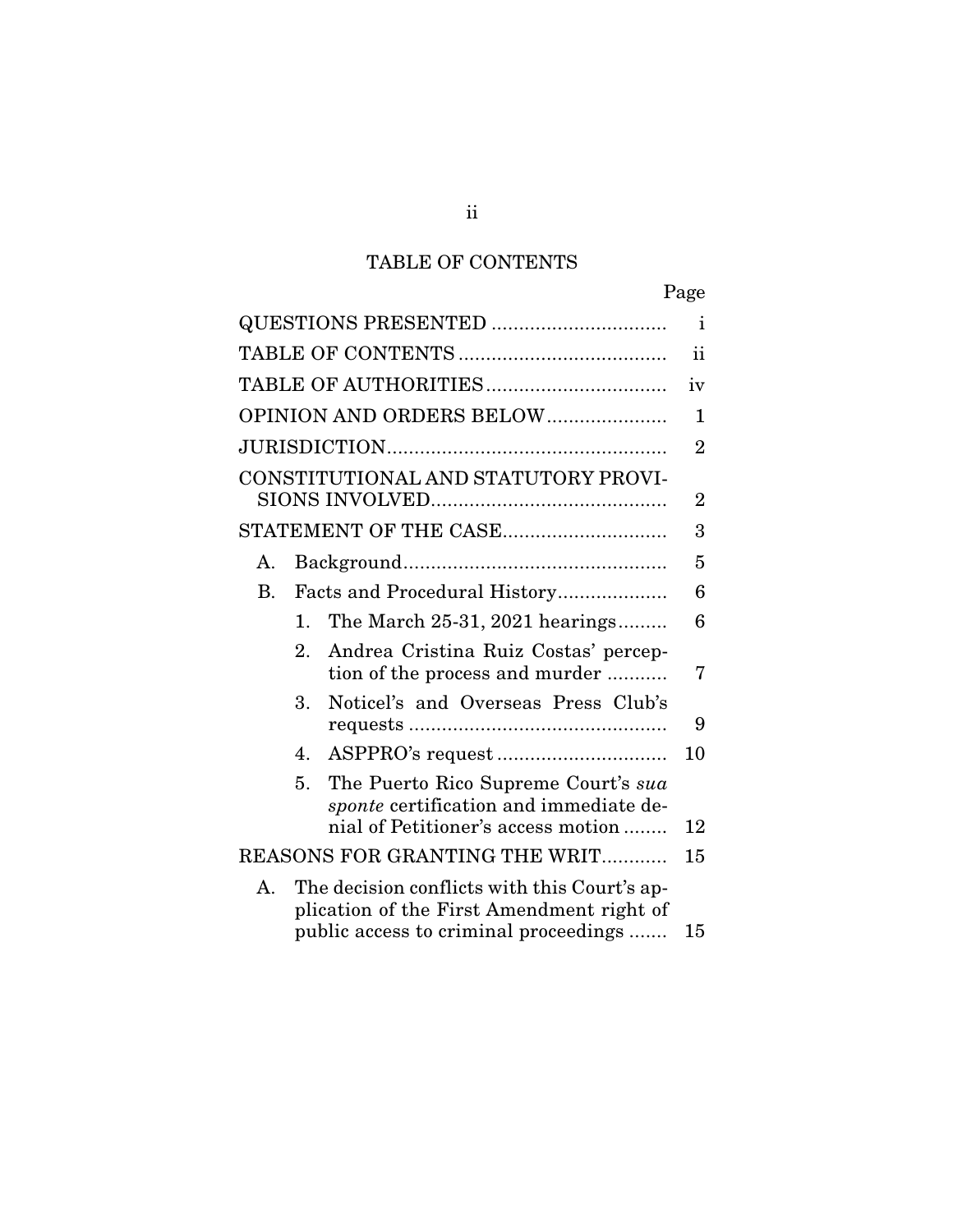# TABLE OF CONTENTS

| | Page |
|---|---|
| QUESTIONS PRESENTED | i |
| TABLE OF CONTENTS | ii |
| TABLE OF AUTHORITIES | iv |
| OPINION AND ORDERS BELOW | 1 |
| JURISDICTION | 2 |
| CONSTITUTIONAL AND STATUTORY PROVISIONS INVOLVED | 2 |
| STATEMENT OF THE CASE | 3 |
| A. Background | 5 |
| B. Facts and Procedural History | 6 |
| 1. The March 25-31, 2021 hearings | 6 |
| 2. Andrea Cristina Ruiz Costas' perception of the process and murder | 7 |
| 3. Noticel's and Overseas Press Club's requests | 9 |
| 4. ASPPRO's request | 10 |
| 5. The Puerto Rico Supreme Court's *sua sponte* certification and immediate denial of Petitioner's access motion | 12 |
| REASONS FOR GRANTING THE WRIT | 15 |
| A. The decision conflicts with this Court's application of the First Amendment right of public access to criminal proceedings | 15 |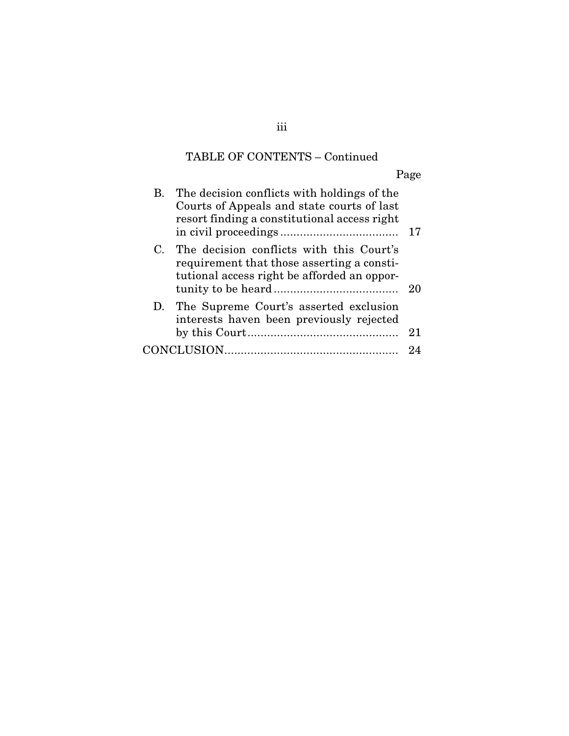## TABLE OF CONTENTS – Continued

| | Page |
|---|---|
| B. The decision conflicts with holdings of the Courts of Appeals and state courts of last resort finding a constitutional access right in civil proceedings | 17 |
| C. The decision conflicts with this Court's requirement that those asserting a constitutional access right be afforded an opportunity to be heard | 20 |
| D. The Supreme Court's asserted exclusion interests haven been previously rejected by this Court | 21 |
| CONCLUSION | 24 |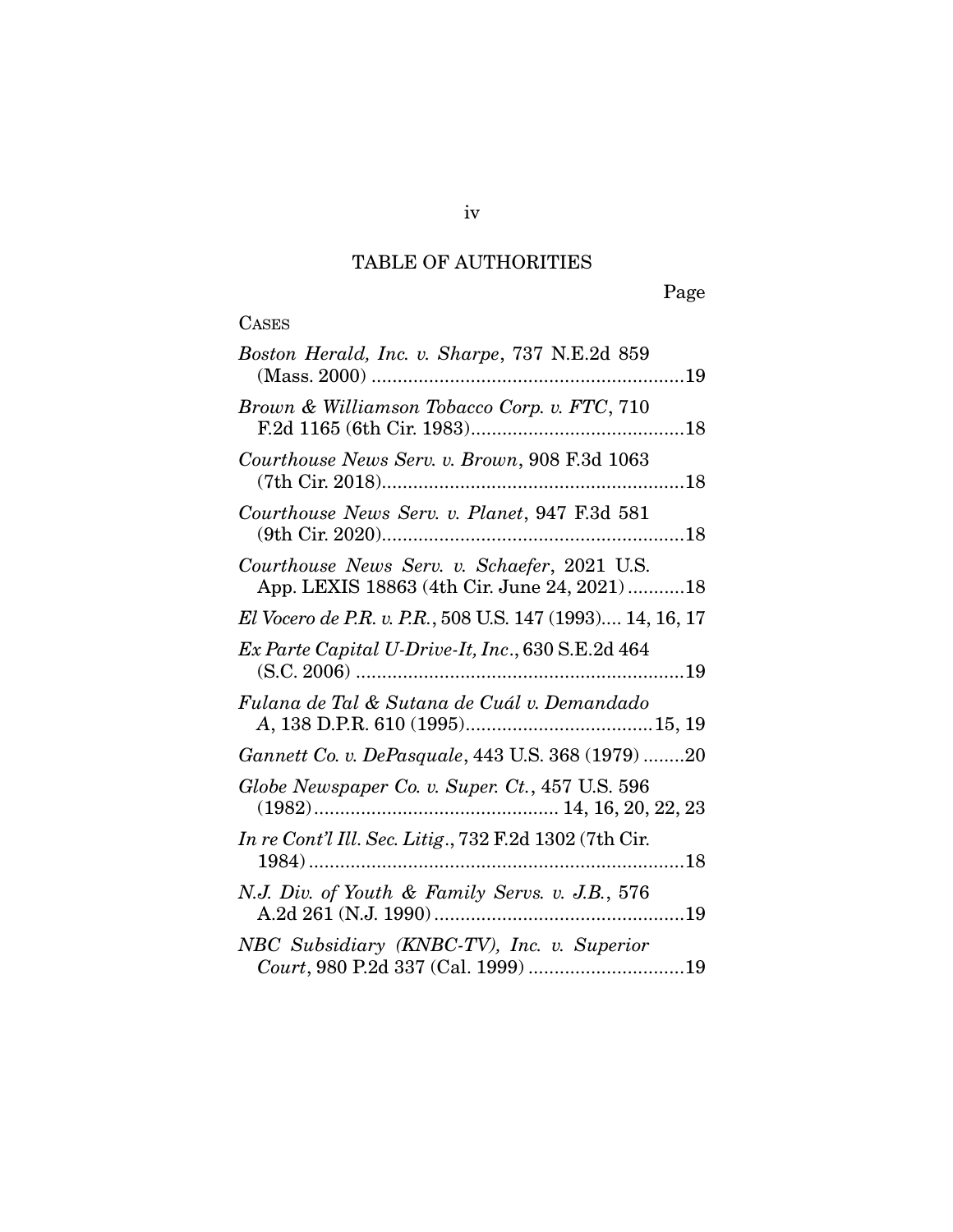# TABLE OF AUTHORITIES

Page

CASES

*Boston Herald, Inc. v. Sharpe*, 737 N.E.2d 859 (Mass. 2000) ............................................................19

*Brown & Williamson Tobacco Corp. v. FTC*, 710 F.2d 1165 (6th Cir. 1983).........................................18

*Courthouse News Serv. v. Brown*, 908 F.3d 1063 (7th Cir. 2018)..........................................................18

*Courthouse News Serv. v. Planet*, 947 F.3d 581 (9th Cir. 2020)..........................................................18

*Courthouse News Serv. v. Schaefer*, 2021 U.S. App. LEXIS 18863 (4th Cir. June 24, 2021) ...........18

*El Vocero de P.R. v. P.R.*, 508 U.S. 147 (1993).... 14, 16, 17

*Ex Parte Capital U-Drive-It, Inc.*, 630 S.E.2d 464 (S.C. 2006) ...............................................................19

*Fulana de Tal & Sutana de Cuál v. Demandado A*, 138 D.P.R. 610 (1995)....................................15, 19

*Gannett Co. v. DePasquale*, 443 U.S. 368 (1979) ........20

*Globe Newspaper Co. v. Super. Ct.*, 457 U.S. 596 (1982).............................................. 14, 16, 20, 22, 23

*In re Cont'l Ill. Sec. Litig.*, 732 F.2d 1302 (7th Cir. 1984) ........................................................................18

*N.J. Div. of Youth & Family Servs. v. J.B.*, 576 A.2d 261 (N.J. 1990) ................................................19

*NBC Subsidiary (KNBC-TV), Inc. v. Superior Court*, 980 P.2d 337 (Cal. 1999) ..............................19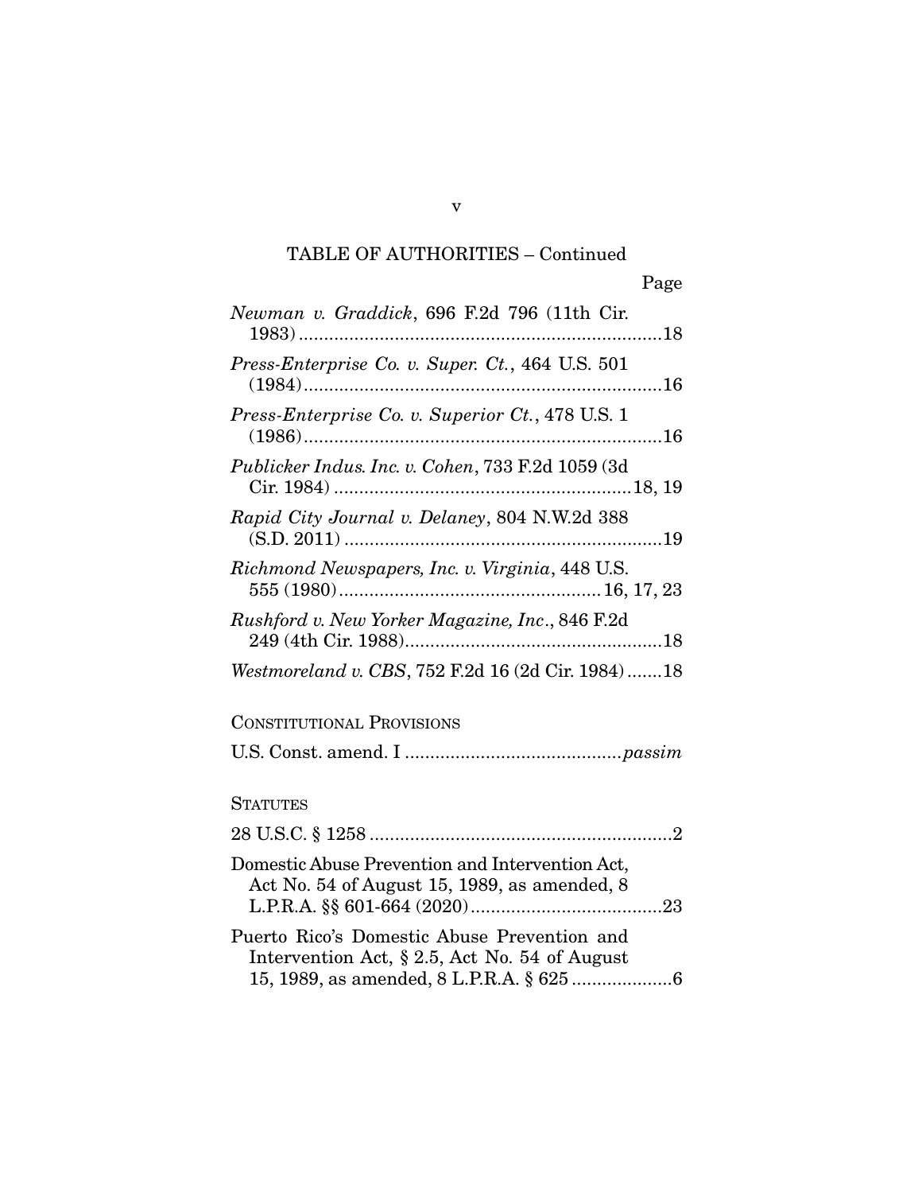TABLE OF AUTHORITIES – Continued

Page

*Newman v. Graddick*, 696 F.2d 796 (11th Cir. 1983) ....... 18

*Press-Enterprise Co. v. Super. Ct.*, 464 U.S. 501 (1984) ....... 16

*Press-Enterprise Co. v. Superior Ct.*, 478 U.S. 1 (1986) ....... 16

*Publicker Indus. Inc. v. Cohen*, 733 F.2d 1059 (3d Cir. 1984) ....... 18, 19

*Rapid City Journal v. Delaney*, 804 N.W.2d 388 (S.D. 2011) ....... 19

*Richmond Newspapers, Inc. v. Virginia*, 448 U.S. 555 (1980) ....... 16, 17, 23

*Rushford v. New Yorker Magazine, Inc.*, 846 F.2d 249 (4th Cir. 1988) ....... 18

*Westmoreland v. CBS*, 752 F.2d 16 (2d Cir. 1984) ....... 18

CONSTITUTIONAL PROVISIONS

U.S. Const. amend. I ....... *passim*

STATUTES

28 U.S.C. § 1258 ....... 2

Domestic Abuse Prevention and Intervention Act, Act No. 54 of August 15, 1989, as amended, 8 L.P.R.A. §§ 601-664 (2020) ....... 23

Puerto Rico's Domestic Abuse Prevention and Intervention Act, § 2.5, Act No. 54 of August 15, 1989, as amended, 8 L.P.R.A. § 625 ....... 6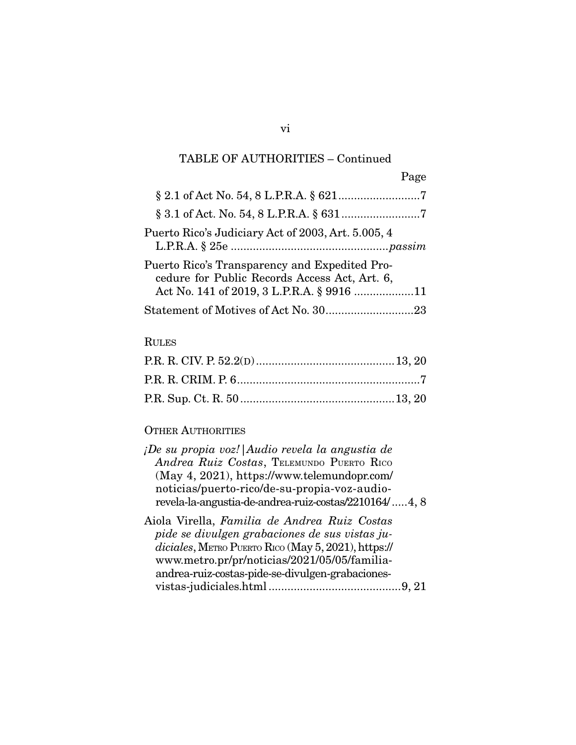TABLE OF AUTHORITIES – Continued

Page

§ 2.1 of Act No. 54, 8 L.P.R.A. § 621 .......................... 7

§ 3.1 of Act. No. 54, 8 L.P.R.A. § 631 .......................... 7

Puerto Rico's Judiciary Act of 2003, Art. 5.005, 4 L.P.R.A. § 25e ................................................. *passim*

Puerto Rico's Transparency and Expedited Procedure for Public Records Access Act, Art. 6, Act No. 141 of 2019, 3 L.P.R.A. § 9916 .................. 11

Statement of Motives of Act No. 30 ............................ 23

RULES

P.R. R. CIV. P. 52.2(D) ............................................ 13, 20

P.R. R. CRIM. P. 6 .......................................................... 7

P.R. Sup. Ct. R. 50 ................................................. 13, 20

OTHER AUTHORITIES

*¡De su propia voz! |Audio revela la angustia de Andrea Ruiz Costas*, TELEMUNDO PUERTO RICO (May 4, 2021), https://www.telemundopr.com/noticias/puerto-rico/de-su-propia-voz-audio-revela-la-angustia-de-andrea-ruiz-costas/2210164/ ..... 4, 8

Aiola Virella, *Familia de Andrea Ruiz Costas pide se divulgen grabaciones de sus vistas judiciales*, METRO PUERTO RICO (May 5, 2021), https://www.metro.pr/pr/noticias/2021/05/05/familia-andrea-ruiz-costas-pide-se-divulgen-grabaciones-vistas-judiciales.html .......................................... 9, 21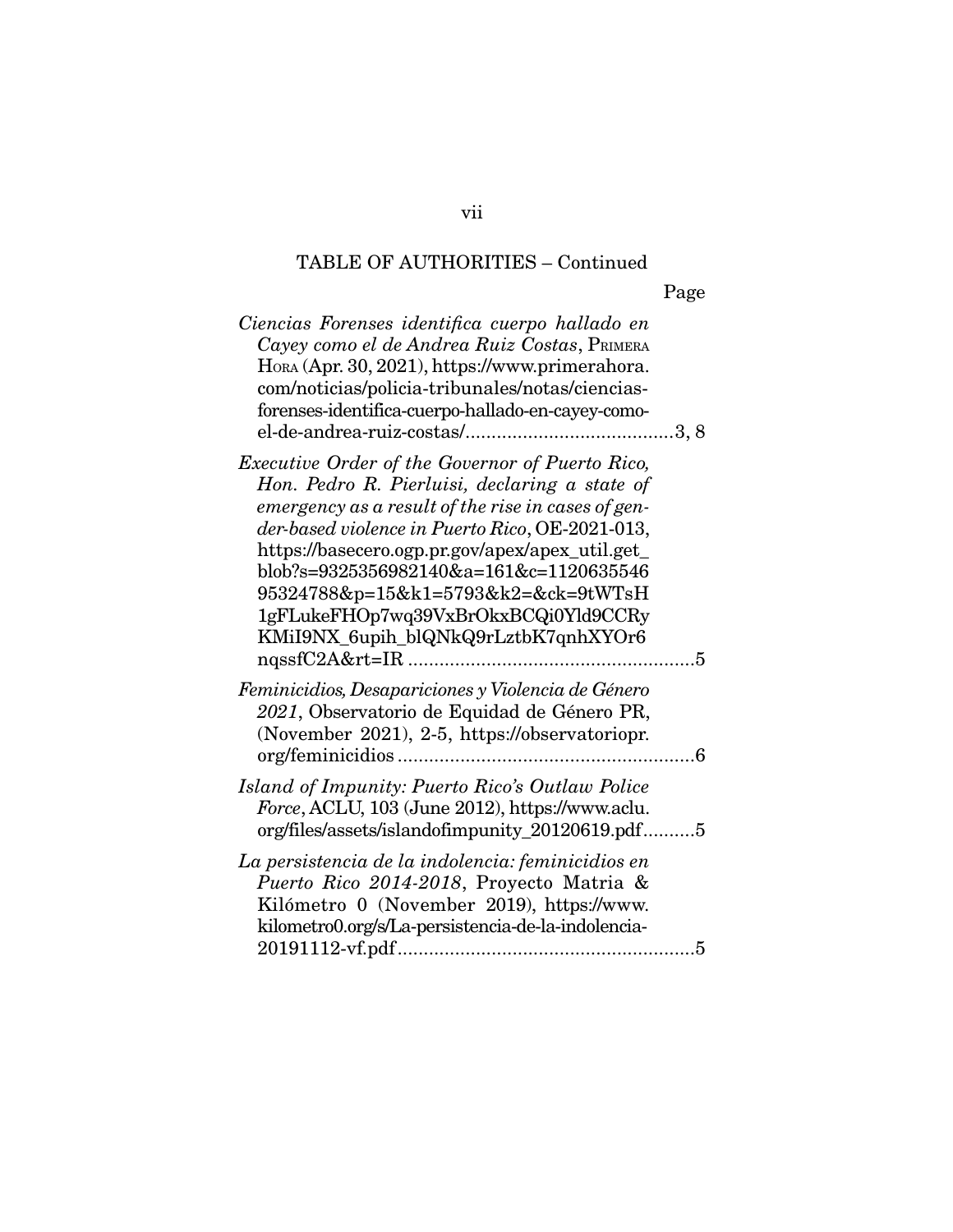TABLE OF AUTHORITIES – Continued

Page

*Ciencias Forenses identifica cuerpo hallado en Cayey como el de Andrea Ruiz Costas*, PRIMERA HORA (Apr. 30, 2021), https://www.primerahora.com/noticias/policia-tribunales/notas/ciencias-forenses-identifica-cuerpo-hallado-en-cayey-como-el-de-andrea-ruiz-costas/........................................3, 8

*Executive Order of the Governor of Puerto Rico, Hon. Pedro R. Pierluisi, declaring a state of emergency as a result of the rise in cases of gender-based violence in Puerto Rico*, OE-2021-013, https://basecero.ogp.pr.gov/apex/apex_util.get_blob?s=9325356982140&a=161&c=112063554695324788&p=15&k1=5793&k2=&ck=9tWTsH1gFLukeFHOp7wq39VxBrOkxBCQi0Yld9CCRyKMiI9NX_6upih_blQNkQ9rLztbK7qnhXYOr6nqssfC2A&rt=IR .......................................................5

*Feminicidios, Desapariciones y Violencia de Género 2021*, Observatorio de Equidad de Género PR, (November 2021), 2-5, https://observatoriopr.org/feminicidios .........................................................6

*Island of Impunity: Puerto Rico's Outlaw Police Force*, ACLU, 103 (June 2012), https://www.aclu.org/files/assets/islandofimpunity_20120619.pdf..........5

*La persistencia de la indolencia: feminicidios en Puerto Rico 2014-2018*, Proyecto Matria & Kilómetro 0 (November 2019), https://www.kilometro0.org/s/La-persistencia-de-la-indolencia-20191112-vf.pdf.........................................................5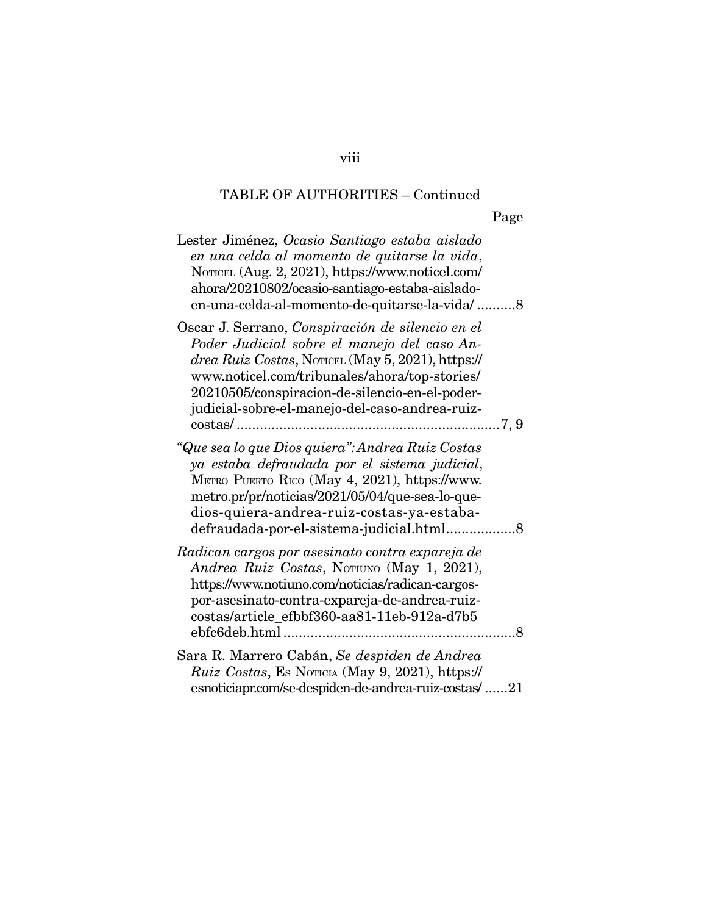TABLE OF AUTHORITIES – Continued

Page

Lester Jiménez, *Ocasio Santiago estaba aislado en una celda al momento de quitarse la vida*, NOTICEL (Aug. 2, 2021), https://www.noticel.com/ahora/20210802/ocasio-santiago-estaba-aislado-en-una-celda-al-momento-de-quitarse-la-vida/ ..........8

Oscar J. Serrano, *Conspiración de silencio en el Poder Judicial sobre el manejo del caso Andrea Ruiz Costas*, NOTICEL (May 5, 2021), https://www.noticel.com/tribunales/ahora/top-stories/20210505/conspiracion-de-silencio-en-el-poder-judicial-sobre-el-manejo-del-caso-andrea-ruiz-costas/ ....................................................................7, 9

*"Que sea lo que Dios quiera": Andrea Ruiz Costas ya estaba defraudada por el sistema judicial*, METRO PUERTO RICO (May 4, 2021), https://www.metro.pr/pr/noticias/2021/05/04/que-sea-lo-que-dios-quiera-andrea-ruiz-costas-ya-estaba-defraudada-por-el-sistema-judicial.html..................8

*Radican cargos por asesinato contra expareja de Andrea Ruiz Costas*, NOTIUNO (May 1, 2021), https://www.notiuno.com/noticias/radican-cargos-por-asesinato-contra-expareja-de-andrea-ruiz-costas/article_efbbf360-aa81-11eb-912a-d7b5ebfc6deb.html ...........................................................8

Sara R. Marrero Cabán, *Se despiden de Andrea Ruiz Costas*, ES NOTICIA (May 9, 2021), https://esnoticiapr.com/se-despiden-de-andrea-ruiz-costas/ ......21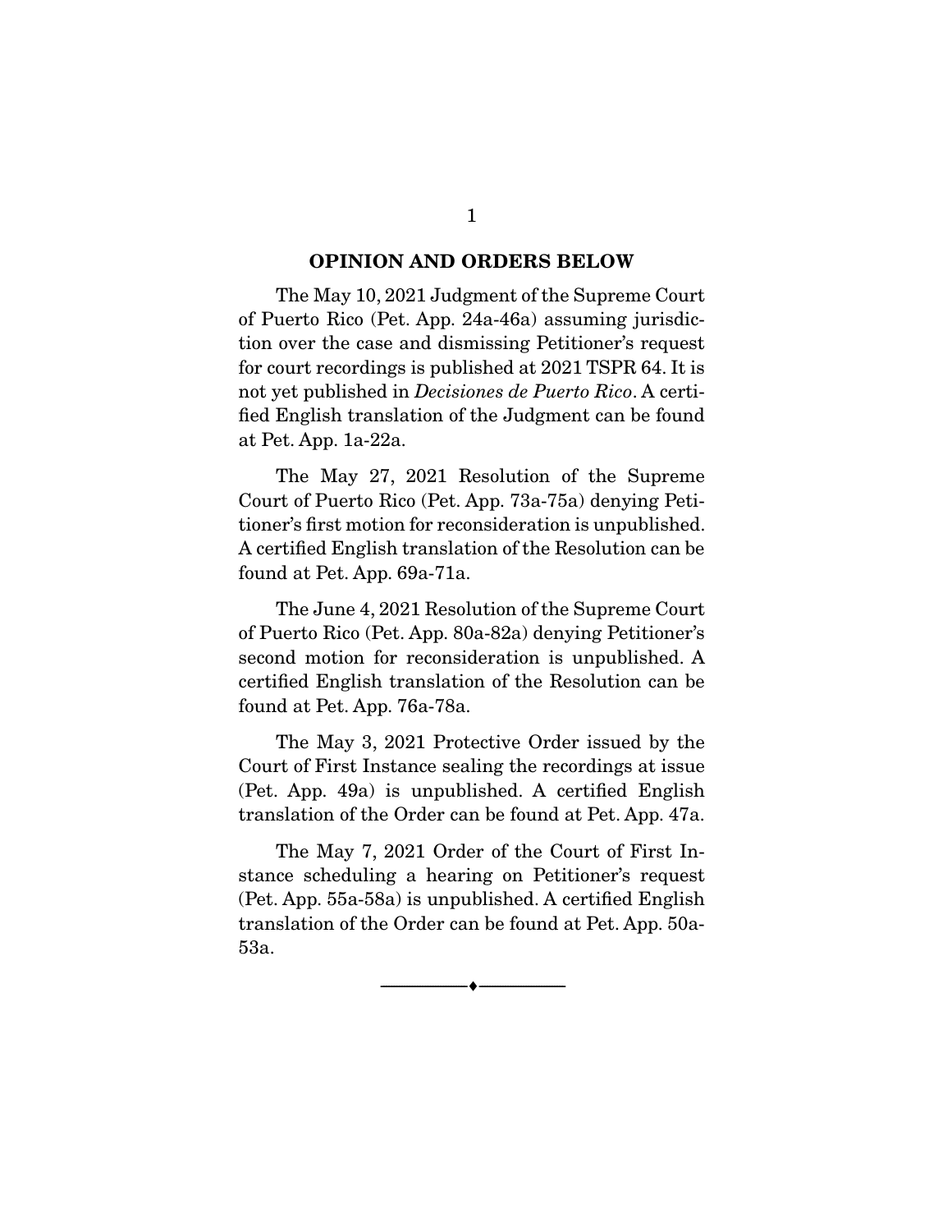## OPINION AND ORDERS BELOW

The May 10, 2021 Judgment of the Supreme Court of Puerto Rico (Pet. App. 24a-46a) assuming jurisdiction over the case and dismissing Petitioner's request for court recordings is published at 2021 TSPR 64. It is not yet published in *Decisiones de Puerto Rico*. A certified English translation of the Judgment can be found at Pet. App. 1a-22a.

The May 27, 2021 Resolution of the Supreme Court of Puerto Rico (Pet. App. 73a-75a) denying Petitioner's first motion for reconsideration is unpublished. A certified English translation of the Resolution can be found at Pet. App. 69a-71a.

The June 4, 2021 Resolution of the Supreme Court of Puerto Rico (Pet. App. 80a-82a) denying Petitioner's second motion for reconsideration is unpublished. A certified English translation of the Resolution can be found at Pet. App. 76a-78a.

The May 3, 2021 Protective Order issued by the Court of First Instance sealing the recordings at issue (Pet. App. 49a) is unpublished. A certified English translation of the Order can be found at Pet. App. 47a.

The May 7, 2021 Order of the Court of First Instance scheduling a hearing on Petitioner's request (Pet. App. 55a-58a) is unpublished. A certified English translation of the Order can be found at Pet. App. 50a-53a.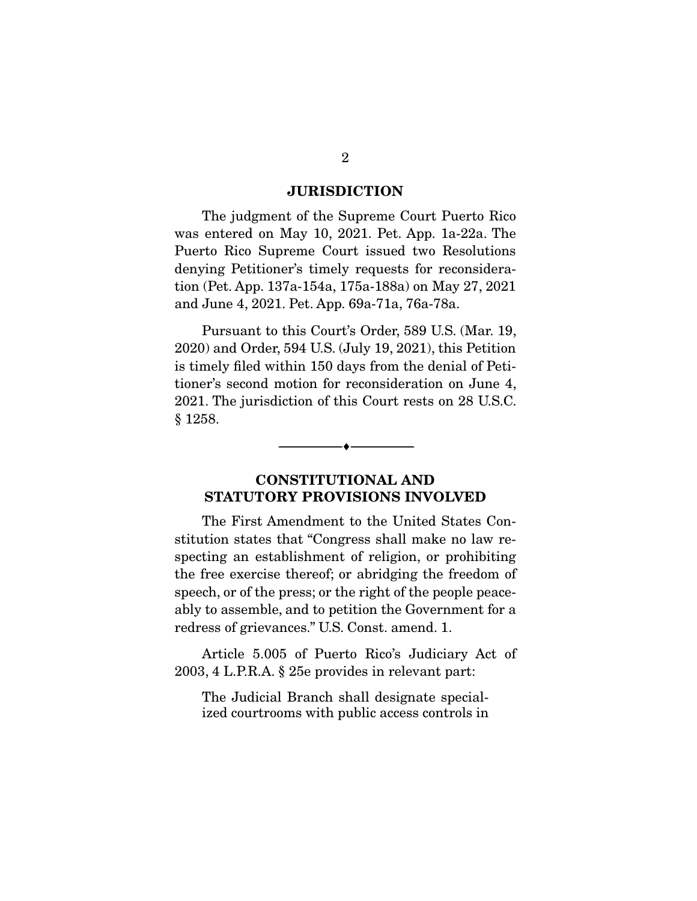## JURISDICTION

The judgment of the Supreme Court Puerto Rico was entered on May 10, 2021. Pet. App. 1a-22a. The Puerto Rico Supreme Court issued two Resolutions denying Petitioner's timely requests for reconsideration (Pet. App. 137a-154a, 175a-188a) on May 27, 2021 and June 4, 2021. Pet. App. 69a-71a, 76a-78a.

Pursuant to this Court's Order, 589 U.S. (Mar. 19, 2020) and Order, 594 U.S. (July 19, 2021), this Petition is timely filed within 150 days from the denial of Petitioner's second motion for reconsideration on June 4, 2021. The jurisdiction of this Court rests on 28 U.S.C. § 1258.

---

## CONSTITUTIONAL AND STATUTORY PROVISIONS INVOLVED

The First Amendment to the United States Constitution states that "Congress shall make no law respecting an establishment of religion, or prohibiting the free exercise thereof; or abridging the freedom of speech, or of the press; or the right of the people peaceably to assemble, and to petition the Government for a redress of grievances." U.S. Const. amend. 1.

Article 5.005 of Puerto Rico's Judiciary Act of 2003, 4 L.P.R.A. § 25e provides in relevant part:

> The Judicial Branch shall designate specialized courtrooms with public access controls in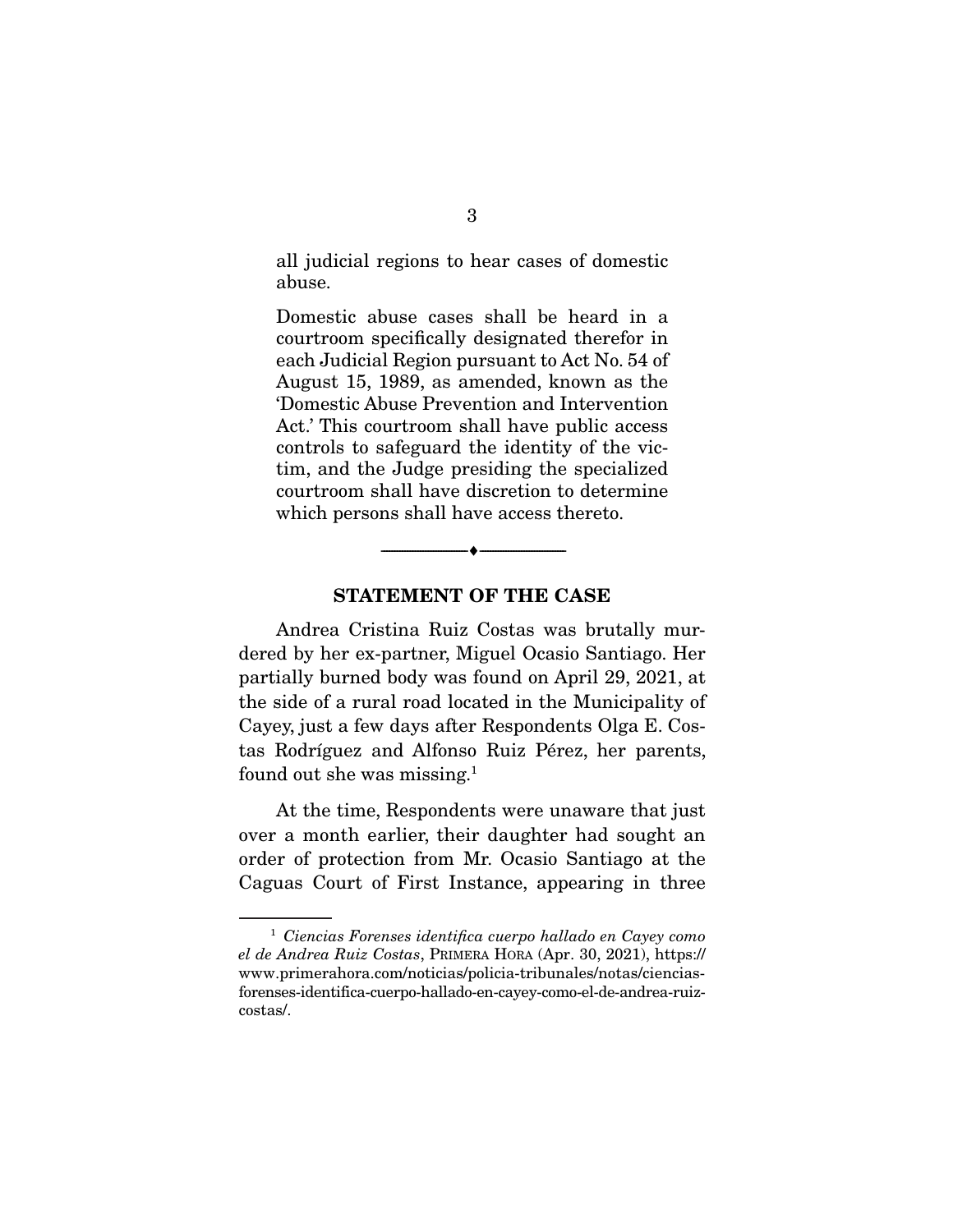> all judicial regions to hear cases of domestic abuse.
>
> Domestic abuse cases shall be heard in a courtroom specifically designated therefor in each Judicial Region pursuant to Act No. 54 of August 15, 1989, as amended, known as the 'Domestic Abuse Prevention and Intervention Act.' This courtroom shall have public access controls to safeguard the identity of the victim, and the Judge presiding the specialized courtroom shall have discretion to determine which persons shall have access thereto.

---

## STATEMENT OF THE CASE

Andrea Cristina Ruiz Costas was brutally murdered by her ex-partner, Miguel Ocasio Santiago. Her partially burned body was found on April 29, 2021, at the side of a rural road located in the Municipality of Cayey, just a few days after Respondents Olga E. Costas Rodríguez and Alfonso Ruiz Pérez, her parents, found out she was missing.[1]

At the time, Respondents were unaware that just over a month earlier, their daughter had sought an order of protection from Mr. Ocasio Santiago at the Caguas Court of First Instance, appearing in three

---

[1] *Ciencias Forenses identifica cuerpo hallado en Cayey como el de Andrea Ruiz Costas*, PRIMERA HORA (Apr. 30, 2021), https://www.primerahora.com/noticias/policia-tribunales/notas/ciencias-forenses-identifica-cuerpo-hallado-en-cayey-como-el-de-andrea-ruiz-costas/.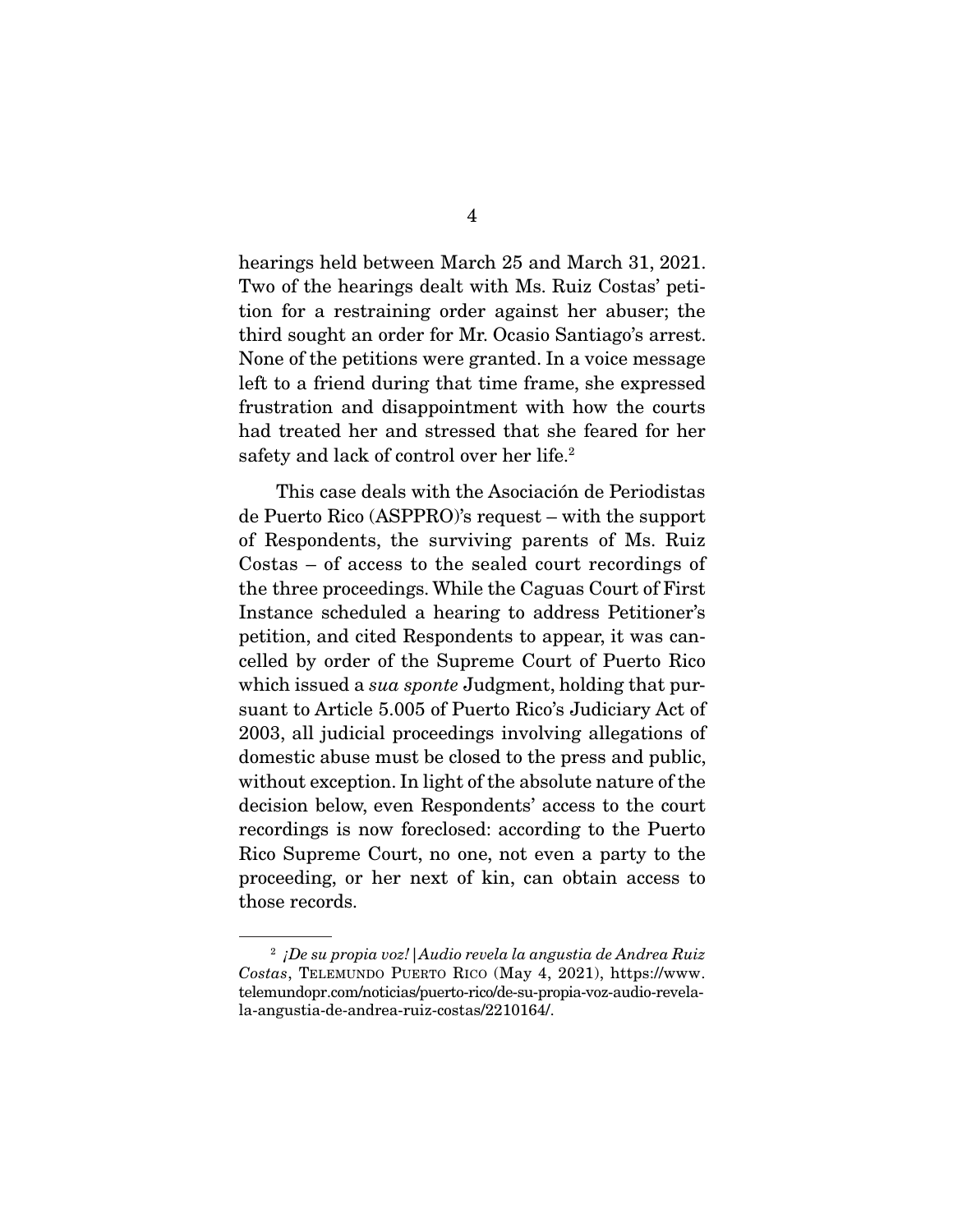hearings held between March 25 and March 31, 2021. Two of the hearings dealt with Ms. Ruiz Costas' petition for a restraining order against her abuser; the third sought an order for Mr. Ocasio Santiago's arrest. None of the petitions were granted. In a voice message left to a friend during that time frame, she expressed frustration and disappointment with how the courts had treated her and stressed that she feared for her safety and lack of control over her life.[2]

This case deals with the Asociación de Periodistas de Puerto Rico (ASPPRO)'s request – with the support of Respondents, the surviving parents of Ms. Ruiz Costas – of access to the sealed court recordings of the three proceedings. While the Caguas Court of First Instance scheduled a hearing to address Petitioner's petition, and cited Respondents to appear, it was cancelled by order of the Supreme Court of Puerto Rico which issued a *sua sponte* Judgment, holding that pursuant to Article 5.005 of Puerto Rico's Judiciary Act of 2003, all judicial proceedings involving allegations of domestic abuse must be closed to the press and public, without exception. In light of the absolute nature of the decision below, even Respondents' access to the court recordings is now foreclosed: according to the Puerto Rico Supreme Court, no one, not even a party to the proceeding, or her next of kin, can obtain access to those records.

---

[2] *¡De su propia voz! | Audio revela la angustia de Andrea Ruiz Costas*, TELEMUNDO PUERTO RICO (May 4, 2021), https://www.telemundopr.com/noticias/puerto-rico/de-su-propia-voz-audio-revela-la-angustia-de-andrea-ruiz-costas/2210164/.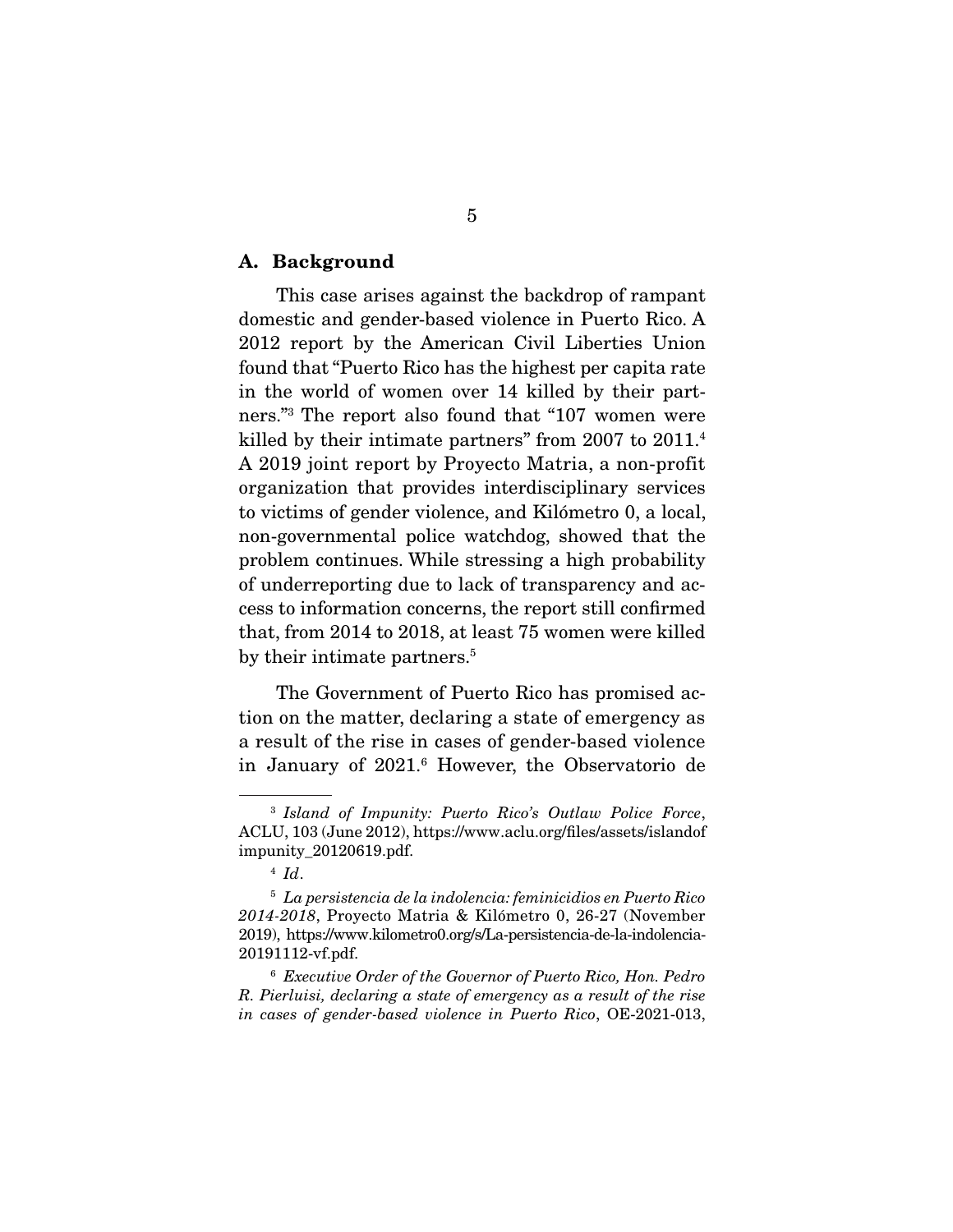### A. Background

This case arises against the backdrop of rampant domestic and gender-based violence in Puerto Rico. A 2012 report by the American Civil Liberties Union found that "Puerto Rico has the highest per capita rate in the world of women over 14 killed by their partners."[3] The report also found that "107 women were killed by their intimate partners" from 2007 to 2011.[4] A 2019 joint report by Proyecto Matria, a non-profit organization that provides interdisciplinary services to victims of gender violence, and Kilómetro 0, a local, non-governmental police watchdog, showed that the problem continues. While stressing a high probability of underreporting due to lack of transparency and access to information concerns, the report still confirmed that, from 2014 to 2018, at least 75 women were killed by their intimate partners.[5]

The Government of Puerto Rico has promised action on the matter, declaring a state of emergency as a result of the rise in cases of gender-based violence in January of 2021.[6] However, the Observatorio de

---

[3] *Island of Impunity: Puerto Rico's Outlaw Police Force*, ACLU, 103 (June 2012), https://www.aclu.org/files/assets/islandofimpunity_20120619.pdf.

[4] *Id*.

[5] *La persistencia de la indolencia: feminicidios en Puerto Rico 2014-2018*, Proyecto Matria & Kilómetro 0, 26-27 (November 2019), https://www.kilometro0.org/s/La-persistencia-de-la-indolencia-20191112-vf.pdf.

[6] *Executive Order of the Governor of Puerto Rico, Hon. Pedro R. Pierluisi, declaring a state of emergency as a result of the rise in cases of gender-based violence in Puerto Rico*, OE-2021-013,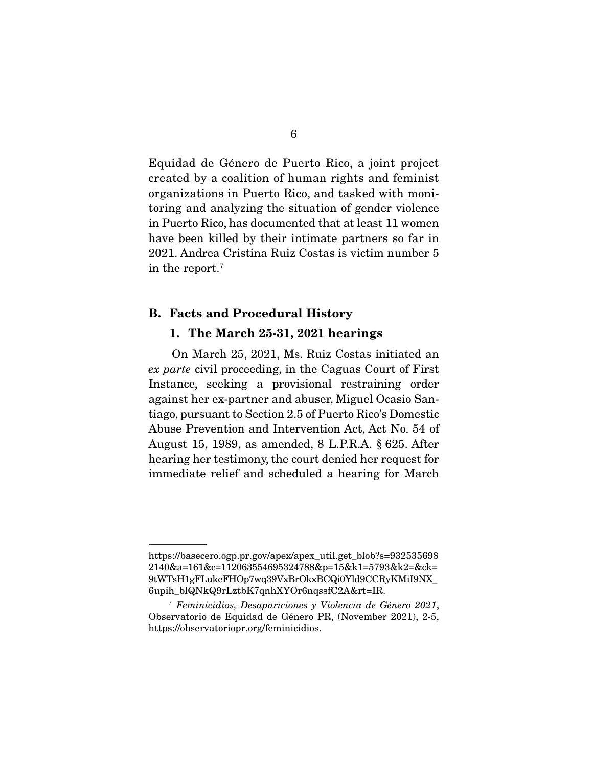Equidad de Género de Puerto Rico, a joint project created by a coalition of human rights and feminist organizations in Puerto Rico, and tasked with monitoring and analyzing the situation of gender violence in Puerto Rico, has documented that at least 11 women have been killed by their intimate partners so far in 2021. Andrea Cristina Ruiz Costas is victim number 5 in the report.[7]

### B. Facts and Procedural History

#### 1. The March 25-31, 2021 hearings

On March 25, 2021, Ms. Ruiz Costas initiated an *ex parte* civil proceeding, in the Caguas Court of First Instance, seeking a provisional restraining order against her ex-partner and abuser, Miguel Ocasio Santiago, pursuant to Section 2.5 of Puerto Rico's Domestic Abuse Prevention and Intervention Act, Act No. 54 of August 15, 1989, as amended, 8 L.P.R.A. § 625. After hearing her testimony, the court denied her request for immediate relief and scheduled a hearing for March

---

https://basecero.ogp.pr.gov/apex/apex_util.get_blob?s=9325356982140&a=161&c=112063554695324788&p=15&k1=5793&k2=&ck=9tWTsH1gFLukeFHOp7wq39VxBrOkxBCQi0Yld9CCRyKMiI9NX_6upih_blQNkQ9rLztbK7qnhXYOr6nqssfC2A&rt=IR.

[7] *Feminicidios, Desapariciones y Violencia de Género 2021*, Observatorio de Equidad de Género PR, (November 2021), 2-5, https://observatoriopr.org/feminicidios.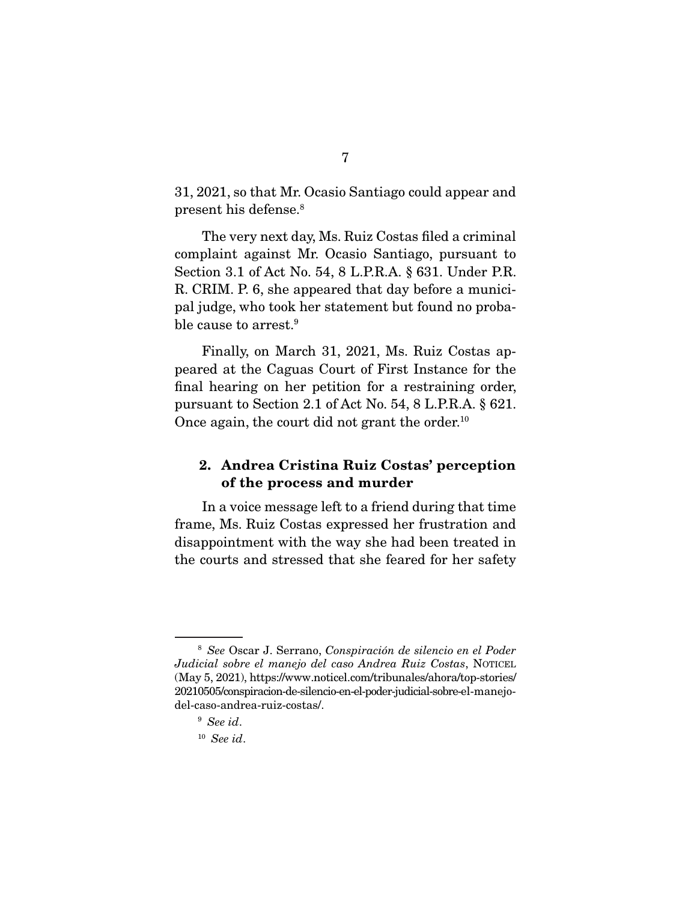31, 2021, so that Mr. Ocasio Santiago could appear and present his defense.[8]

The very next day, Ms. Ruiz Costas filed a criminal complaint against Mr. Ocasio Santiago, pursuant to Section 3.1 of Act No. 54, 8 L.P.R.A. § 631. Under P.R. R. CRIM. P. 6, she appeared that day before a municipal judge, who took her statement but found no probable cause to arrest.[9]

Finally, on March 31, 2021, Ms. Ruiz Costas appeared at the Caguas Court of First Instance for the final hearing on her petition for a restraining order, pursuant to Section 2.1 of Act No. 54, 8 L.P.R.A. § 621. Once again, the court did not grant the order.[10]

### 2. Andrea Cristina Ruiz Costas' perception of the process and murder

In a voice message left to a friend during that time frame, Ms. Ruiz Costas expressed her frustration and disappointment with the way she had been treated in the courts and stressed that she feared for her safety

---

[8] *See* Oscar J. Serrano, *Conspiración de silencio en el Poder Judicial sobre el manejo del caso Andrea Ruiz Costas*, NOTICEL (May 5, 2021), https://www.noticel.com/tribunales/ahora/top-stories/20210505/conspiracion-de-silencio-en-el-poder-judicial-sobre-el-manejo-del-caso-andrea-ruiz-costas/.

[9] *See id*.

[10] *See id*.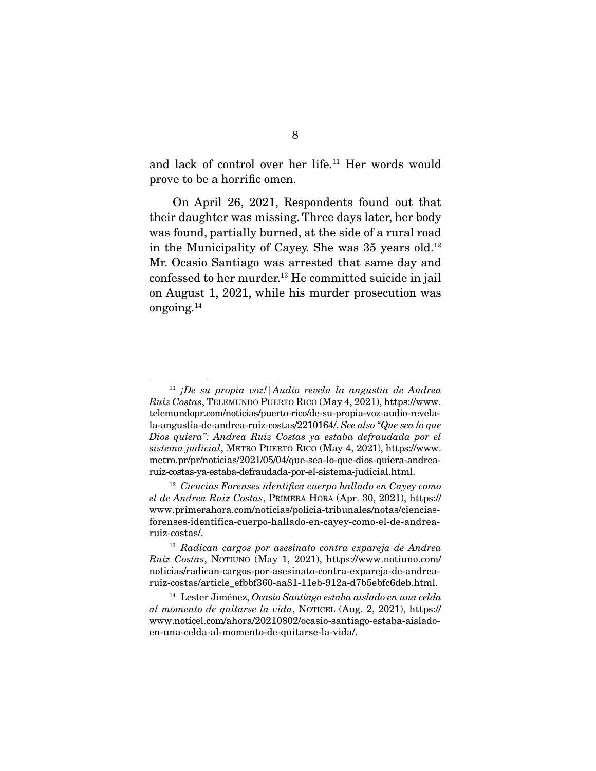and lack of control over her life.[11] Her words would prove to be a horrific omen.

On April 26, 2021, Respondents found out that their daughter was missing. Three days later, her body was found, partially burned, at the side of a rural road in the Municipality of Cayey. She was 35 years old.[12] Mr. Ocasio Santiago was arrested that same day and confessed to her murder.[13] He committed suicide in jail on August 1, 2021, while his murder prosecution was ongoing.[14]

---

[11] *¡De su propia voz! | Audio revela la angustia de Andrea Ruiz Costas*, TELEMUNDO PUERTO RICO (May 4, 2021), https://www.telemundopr.com/noticias/puerto-rico/de-su-propia-voz-audio-revela-la-angustia-de-andrea-ruiz-costas/2210164/. *See also "Que sea lo que Dios quiera": Andrea Ruiz Costas ya estaba defraudada por el sistema judicial*, METRO PUERTO RICO (May 4, 2021), https://www.metro.pr/pr/noticias/2021/05/04/que-sea-lo-que-dios-quiera-andrea-ruiz-costas-ya-estaba-defraudada-por-el-sistema-judicial.html.

[12] *Ciencias Forenses identifica cuerpo hallado en Cayey como el de Andrea Ruiz Costas*, PRIMERA HORA (Apr. 30, 2021), https://www.primerahora.com/noticias/policia-tribunales/notas/ciencias-forenses-identifica-cuerpo-hallado-en-cayey-como-el-de-andrea-ruiz-costas/.

[13] *Radican cargos por asesinato contra expareja de Andrea Ruiz Costas*, NOTIUNO (May 1, 2021), https://www.notiuno.com/noticias/radican-cargos-por-asesinato-contra-expareja-de-andrea-ruiz-costas/article_efbbf360-aa81-11eb-912a-d7b5ebfc6deb.html.

[14] Lester Jiménez, *Ocasio Santiago estaba aislado en una celda al momento de quitarse la vida*, NOTICEL (Aug. 2, 2021), https://www.noticel.com/ahora/20210802/ocasio-santiago-estaba-aislado-en-una-celda-al-momento-de-quitarse-la-vida/.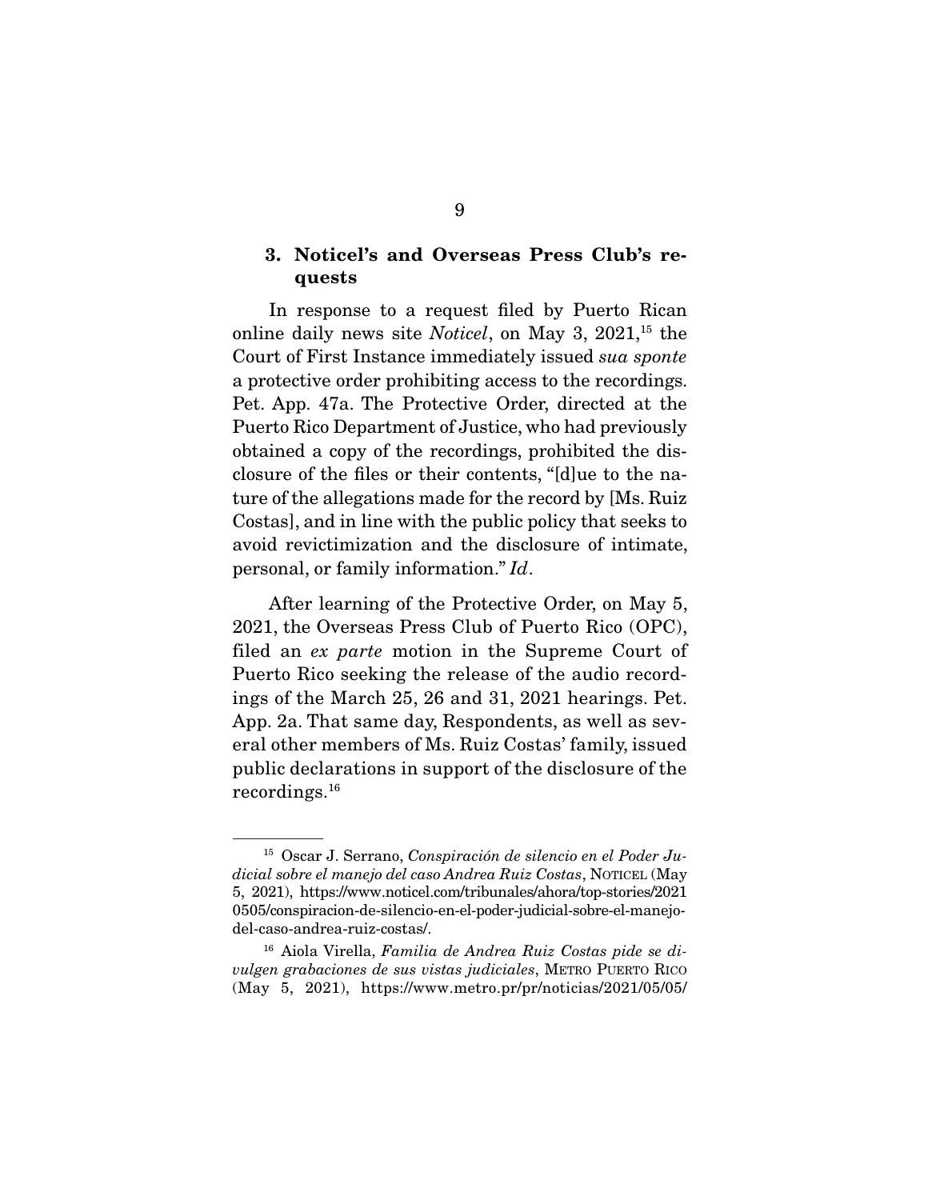### 3. Noticel's and Overseas Press Club's requests

In response to a request filed by Puerto Rican online daily news site *Noticel*, on May 3, 2021,[15] the Court of First Instance immediately issued *sua sponte* a protective order prohibiting access to the recordings. Pet. App. 47a. The Protective Order, directed at the Puerto Rico Department of Justice, who had previously obtained a copy of the recordings, prohibited the disclosure of the files or their contents, "[d]ue to the nature of the allegations made for the record by [Ms. Ruiz Costas], and in line with the public policy that seeks to avoid revictimization and the disclosure of intimate, personal, or family information." *Id*.

After learning of the Protective Order, on May 5, 2021, the Overseas Press Club of Puerto Rico (OPC), filed an *ex parte* motion in the Supreme Court of Puerto Rico seeking the release of the audio recordings of the March 25, 26 and 31, 2021 hearings. Pet. App. 2a. That same day, Respondents, as well as several other members of Ms. Ruiz Costas' family, issued public declarations in support of the disclosure of the recordings.[16]

---

[15] Oscar J. Serrano, *Conspiración de silencio en el Poder Judicial sobre el manejo del caso Andrea Ruiz Costas*, NOTICEL (May 5, 2021), https://www.noticel.com/tribunales/ahora/top-stories/20210505/conspiracion-de-silencio-en-el-poder-judicial-sobre-el-manejo-del-caso-andrea-ruiz-costas/.

[16] Aiola Virella, *Familia de Andrea Ruiz Costas pide se divulgen grabaciones de sus vistas judiciales*, METRO PUERTO RICO (May 5, 2021), https://www.metro.pr/pr/noticias/2021/05/05/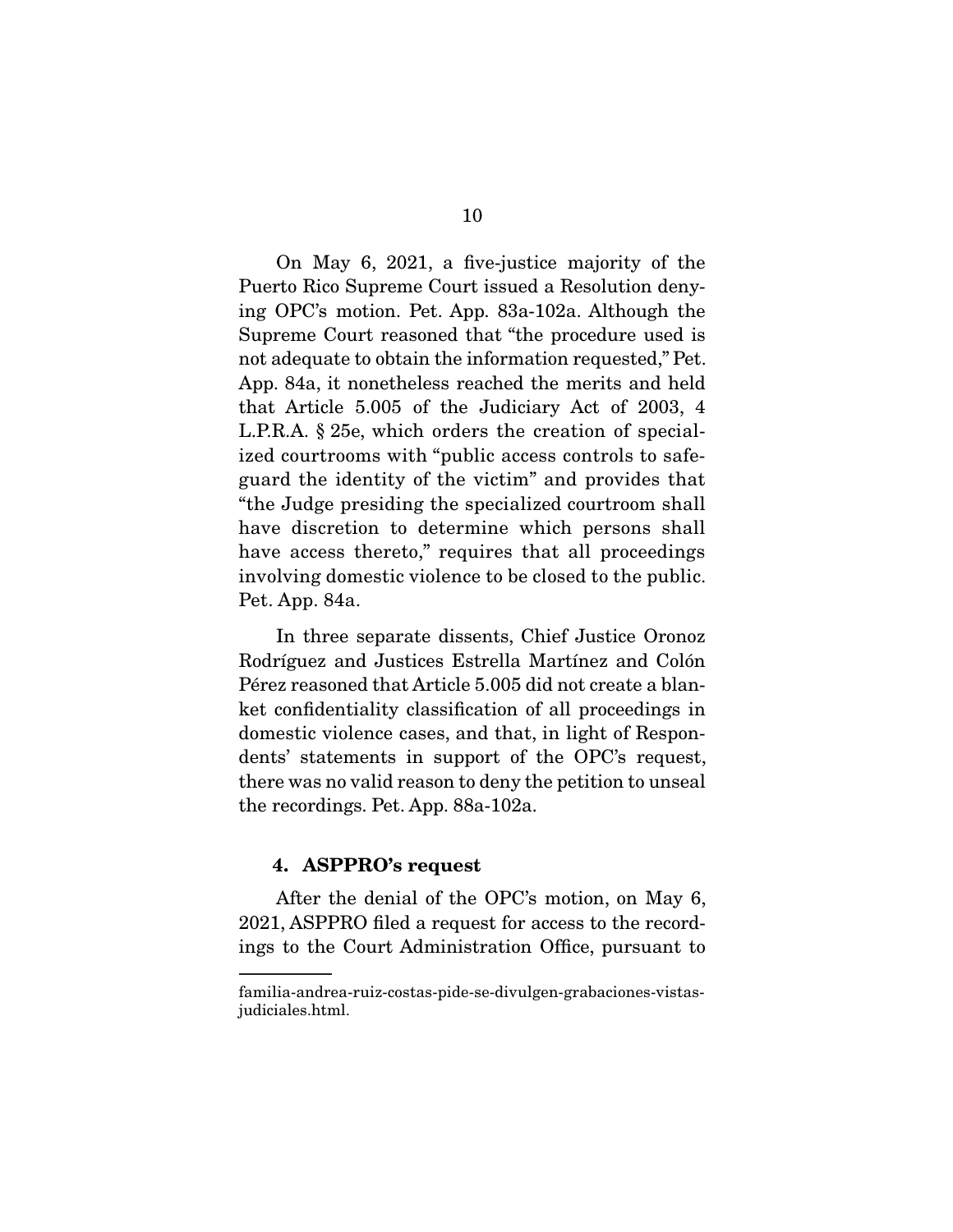On May 6, 2021, a five-justice majority of the Puerto Rico Supreme Court issued a Resolution denying OPC's motion. Pet. App. 83a-102a. Although the Supreme Court reasoned that "the procedure used is not adequate to obtain the information requested," Pet. App. 84a, it nonetheless reached the merits and held that Article 5.005 of the Judiciary Act of 2003, 4 L.P.R.A. § 25e, which orders the creation of specialized courtrooms with "public access controls to safeguard the identity of the victim" and provides that "the Judge presiding the specialized courtroom shall have discretion to determine which persons shall have access thereto," requires that all proceedings involving domestic violence to be closed to the public. Pet. App. 84a.

In three separate dissents, Chief Justice Oronoz Rodríguez and Justices Estrella Martínez and Colón Pérez reasoned that Article 5.005 did not create a blanket confidentiality classification of all proceedings in domestic violence cases, and that, in light of Respondents' statements in support of the OPC's request, there was no valid reason to deny the petition to unseal the recordings. Pet. App. 88a-102a.

#### 4. ASPPRO's request

After the denial of the OPC's motion, on May 6, 2021, ASPPRO filed a request for access to the recordings to the Court Administration Office, pursuant to

familia-andrea-ruiz-costas-pide-se-divulgen-grabaciones-vistas-judiciales.html.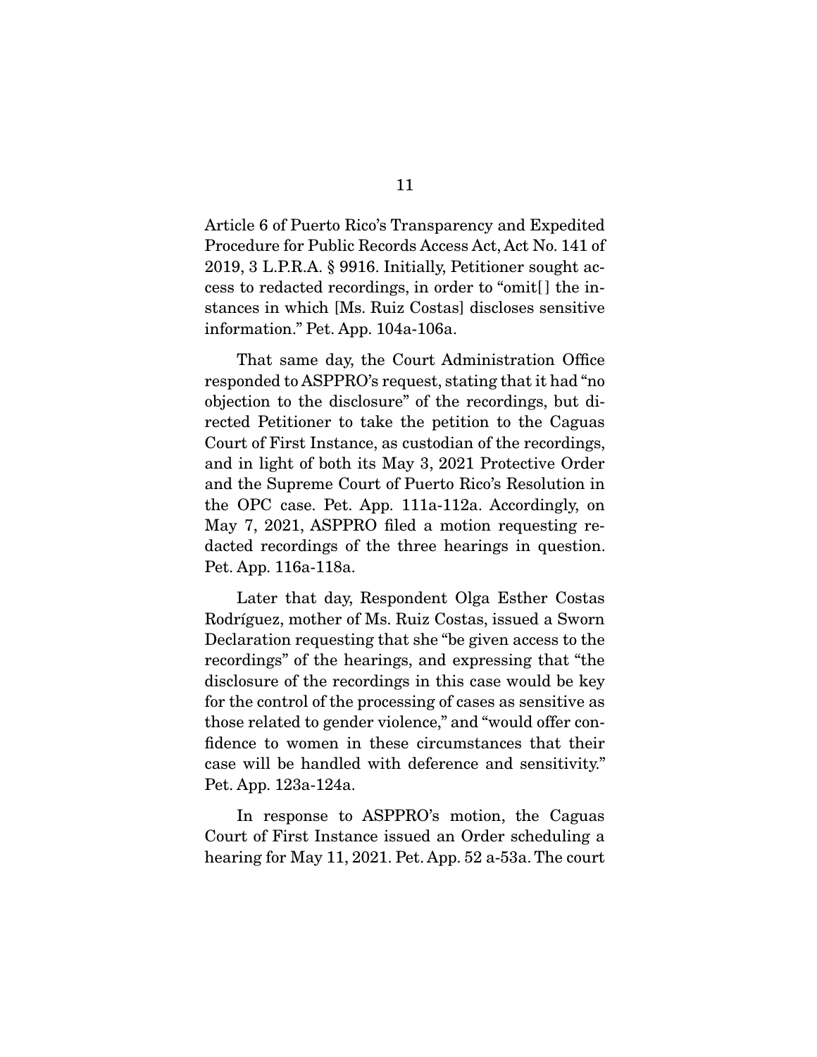Article 6 of Puerto Rico's Transparency and Expedited Procedure for Public Records Access Act, Act No. 141 of 2019, 3 L.P.R.A. § 9916. Initially, Petitioner sought access to redacted recordings, in order to "omit[ ] the instances in which [Ms. Ruiz Costas] discloses sensitive information." Pet. App. 104a-106a.

That same day, the Court Administration Office responded to ASPPRO's request, stating that it had "no objection to the disclosure" of the recordings, but directed Petitioner to take the petition to the Caguas Court of First Instance, as custodian of the recordings, and in light of both its May 3, 2021 Protective Order and the Supreme Court of Puerto Rico's Resolution in the OPC case. Pet. App. 111a-112a. Accordingly, on May 7, 2021, ASPPRO filed a motion requesting redacted recordings of the three hearings in question. Pet. App. 116a-118a.

Later that day, Respondent Olga Esther Costas Rodríguez, mother of Ms. Ruiz Costas, issued a Sworn Declaration requesting that she "be given access to the recordings" of the hearings, and expressing that "the disclosure of the recordings in this case would be key for the control of the processing of cases as sensitive as those related to gender violence," and "would offer confidence to women in these circumstances that their case will be handled with deference and sensitivity." Pet. App. 123a-124a.

In response to ASPPRO's motion, the Caguas Court of First Instance issued an Order scheduling a hearing for May 11, 2021. Pet. App. 52 a-53a. The court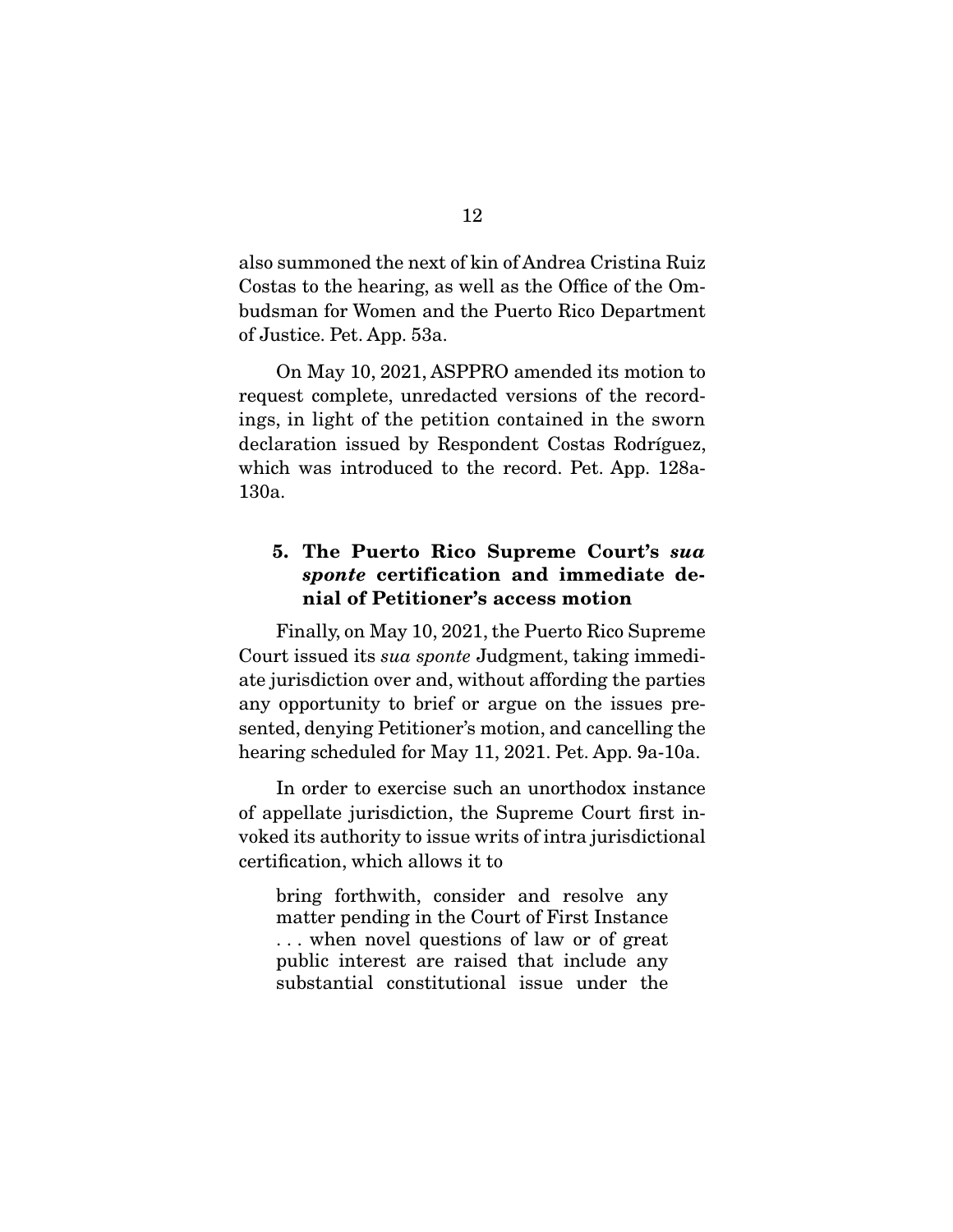also summoned the next of kin of Andrea Cristina Ruiz Costas to the hearing, as well as the Office of the Ombudsman for Women and the Puerto Rico Department of Justice. Pet. App. 53a.

On May 10, 2021, ASPPRO amended its motion to request complete, unredacted versions of the recordings, in light of the petition contained in the sworn declaration issued by Respondent Costas Rodríguez, which was introduced to the record. Pet. App. 128a-130a.

### 5. The Puerto Rico Supreme Court's *sua sponte* certification and immediate denial of Petitioner's access motion

Finally, on May 10, 2021, the Puerto Rico Supreme Court issued its *sua sponte* Judgment, taking immediate jurisdiction over and, without affording the parties any opportunity to brief or argue on the issues presented, denying Petitioner's motion, and cancelling the hearing scheduled for May 11, 2021. Pet. App. 9a-10a.

In order to exercise such an unorthodox instance of appellate jurisdiction, the Supreme Court first invoked its authority to issue writs of intra jurisdictional certification, which allows it to

> bring forthwith, consider and resolve any matter pending in the Court of First Instance . . . when novel questions of law or of great public interest are raised that include any substantial constitutional issue under the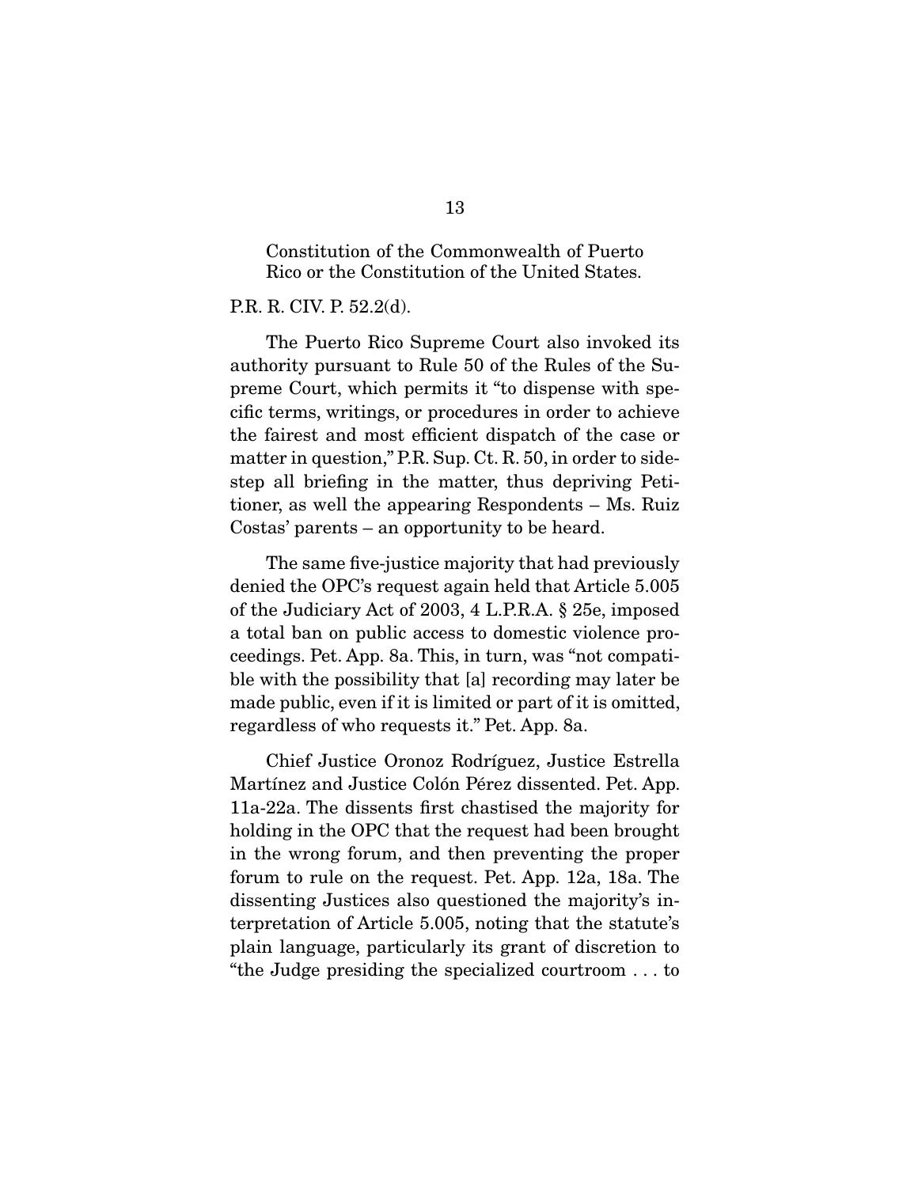Constitution of the Commonwealth of Puerto Rico or the Constitution of the United States.

P.R. R. CIV. P. 52.2(d).

The Puerto Rico Supreme Court also invoked its authority pursuant to Rule 50 of the Rules of the Supreme Court, which permits it "to dispense with specific terms, writings, or procedures in order to achieve the fairest and most efficient dispatch of the case or matter in question," P.R. Sup. Ct. R. 50, in order to sidestep all briefing in the matter, thus depriving Petitioner, as well the appearing Respondents – Ms. Ruiz Costas' parents – an opportunity to be heard.

The same five-justice majority that had previously denied the OPC's request again held that Article 5.005 of the Judiciary Act of 2003, 4 L.P.R.A. § 25e, imposed a total ban on public access to domestic violence proceedings. Pet. App. 8a. This, in turn, was "not compatible with the possibility that [a] recording may later be made public, even if it is limited or part of it is omitted, regardless of who requests it." Pet. App. 8a.

Chief Justice Oronoz Rodríguez, Justice Estrella Martínez and Justice Colón Pérez dissented. Pet. App. 11a-22a. The dissents first chastised the majority for holding in the OPC that the request had been brought in the wrong forum, and then preventing the proper forum to rule on the request. Pet. App. 12a, 18a. The dissenting Justices also questioned the majority's interpretation of Article 5.005, noting that the statute's plain language, particularly its grant of discretion to "the Judge presiding the specialized courtroom . . . to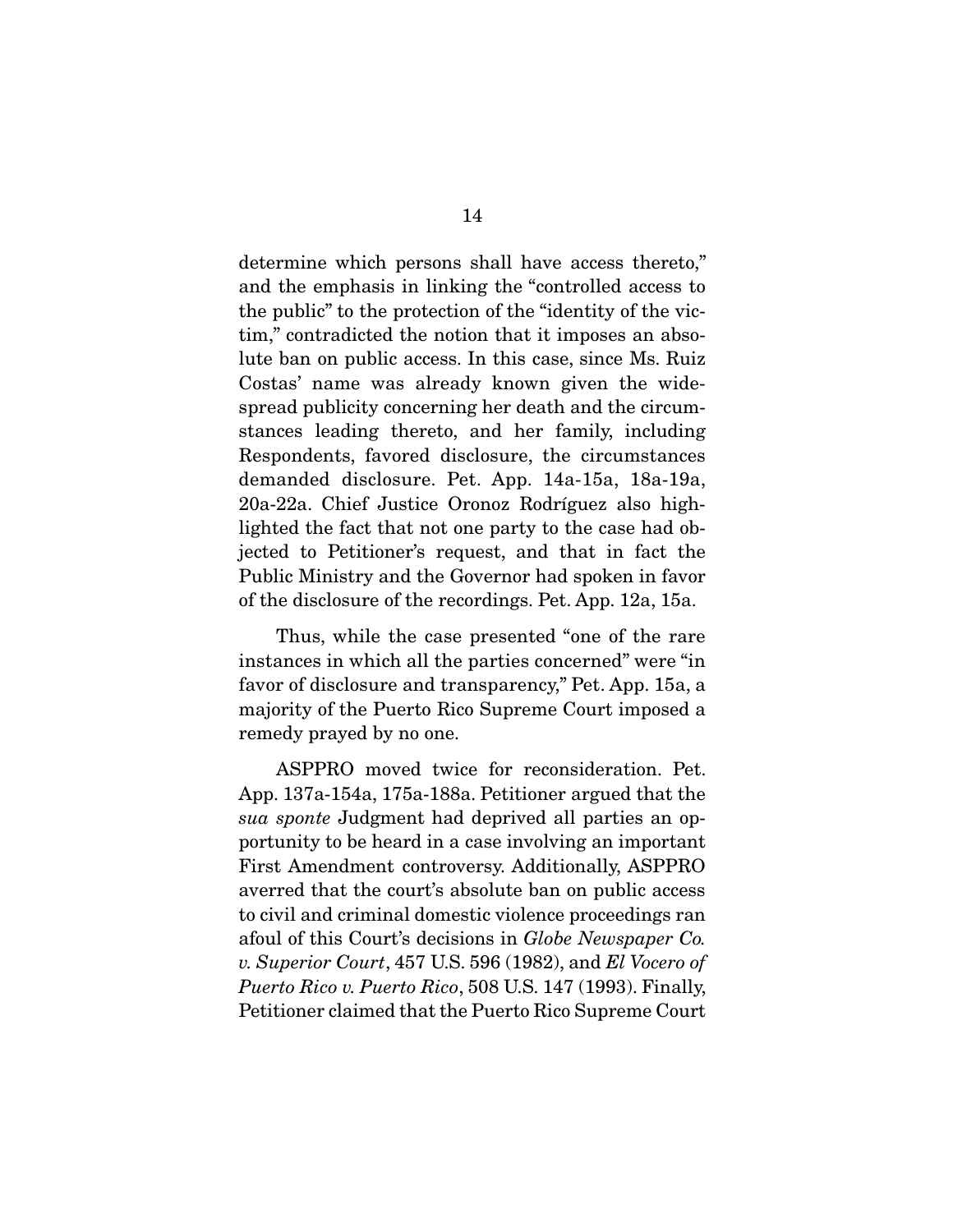determine which persons shall have access thereto," and the emphasis in linking the "controlled access to the public" to the protection of the "identity of the victim," contradicted the notion that it imposes an absolute ban on public access. In this case, since Ms. Ruiz Costas' name was already known given the widespread publicity concerning her death and the circumstances leading thereto, and her family, including Respondents, favored disclosure, the circumstances demanded disclosure. Pet. App. 14a-15a, 18a-19a, 20a-22a. Chief Justice Oronoz Rodríguez also highlighted the fact that not one party to the case had objected to Petitioner's request, and that in fact the Public Ministry and the Governor had spoken in favor of the disclosure of the recordings. Pet. App. 12a, 15a.

Thus, while the case presented "one of the rare instances in which all the parties concerned" were "in favor of disclosure and transparency," Pet. App. 15a, a majority of the Puerto Rico Supreme Court imposed a remedy prayed by no one.

ASPPRO moved twice for reconsideration. Pet. App. 137a-154a, 175a-188a. Petitioner argued that the *sua sponte* Judgment had deprived all parties an opportunity to be heard in a case involving an important First Amendment controversy. Additionally, ASPPRO averred that the court's absolute ban on public access to civil and criminal domestic violence proceedings ran afoul of this Court's decisions in *Globe Newspaper Co. v. Superior Court*, 457 U.S. 596 (1982), and *El Vocero of Puerto Rico v. Puerto Rico*, 508 U.S. 147 (1993). Finally, Petitioner claimed that the Puerto Rico Supreme Court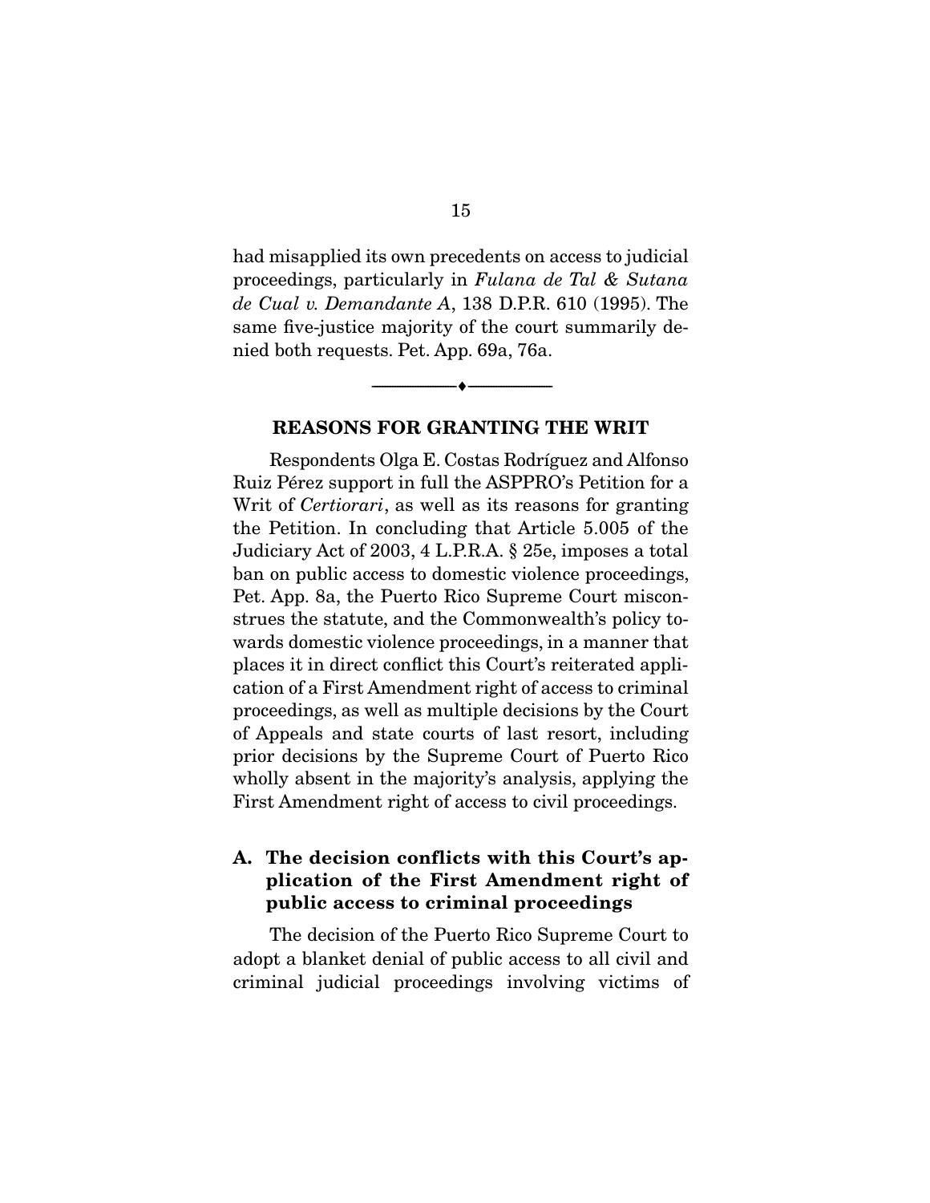had misapplied its own precedents on access to judicial proceedings, particularly in *Fulana de Tal & Sutana de Cual v. Demandante A*, 138 D.P.R. 610 (1995). The same five-justice majority of the court summarily denied both requests. Pet. App. 69a, 76a.

---

## REASONS FOR GRANTING THE WRIT

Respondents Olga E. Costas Rodríguez and Alfonso Ruiz Pérez support in full the ASPPRO's Petition for a Writ of *Certiorari*, as well as its reasons for granting the Petition. In concluding that Article 5.005 of the Judiciary Act of 2003, 4 L.P.R.A. § 25e, imposes a total ban on public access to domestic violence proceedings, Pet. App. 8a, the Puerto Rico Supreme Court misconstrues the statute, and the Commonwealth's policy towards domestic violence proceedings, in a manner that places it in direct conflict this Court's reiterated application of a First Amendment right of access to criminal proceedings, as well as multiple decisions by the Court of Appeals and state courts of last resort, including prior decisions by the Supreme Court of Puerto Rico wholly absent in the majority's analysis, applying the First Amendment right of access to civil proceedings.

### A. The decision conflicts with this Court's application of the First Amendment right of public access to criminal proceedings

The decision of the Puerto Rico Supreme Court to adopt a blanket denial of public access to all civil and criminal judicial proceedings involving victims of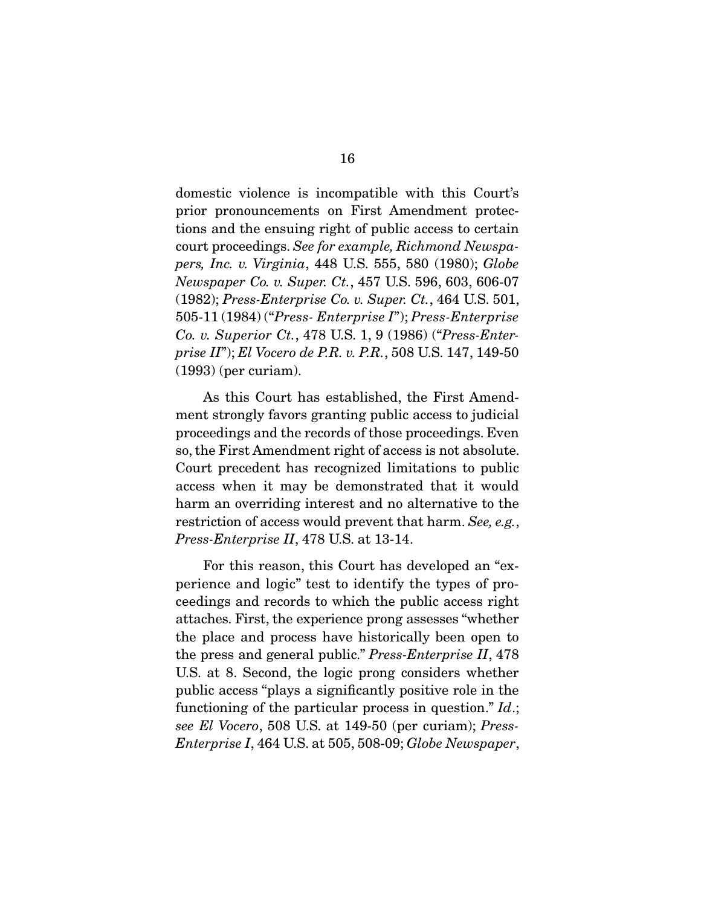domestic violence is incompatible with this Court's prior pronouncements on First Amendment protections and the ensuing right of public access to certain court proceedings. *See for example, Richmond Newspapers, Inc. v. Virginia*, 448 U.S. 555, 580 (1980); *Globe Newspaper Co. v. Super. Ct.*, 457 U.S. 596, 603, 606-07 (1982); *Press-Enterprise Co. v. Super. Ct.*, 464 U.S. 501, 505-11 (1984) ("*Press- Enterprise I*"); *Press-Enterprise Co. v. Superior Ct.*, 478 U.S. 1, 9 (1986) ("*Press-Enterprise II*"); *El Vocero de P.R. v. P.R.*, 508 U.S. 147, 149-50 (1993) (per curiam).

As this Court has established, the First Amendment strongly favors granting public access to judicial proceedings and the records of those proceedings. Even so, the First Amendment right of access is not absolute. Court precedent has recognized limitations to public access when it may be demonstrated that it would harm an overriding interest and no alternative to the restriction of access would prevent that harm. *See, e.g.*, *Press-Enterprise II*, 478 U.S. at 13-14.

For this reason, this Court has developed an "experience and logic" test to identify the types of proceedings and records to which the public access right attaches. First, the experience prong assesses "whether the place and process have historically been open to the press and general public." *Press-Enterprise II*, 478 U.S. at 8. Second, the logic prong considers whether public access "plays a significantly positive role in the functioning of the particular process in question." *Id.*; *see El Vocero*, 508 U.S. at 149-50 (per curiam); *Press-Enterprise I*, 464 U.S. at 505, 508-09; *Globe Newspaper*,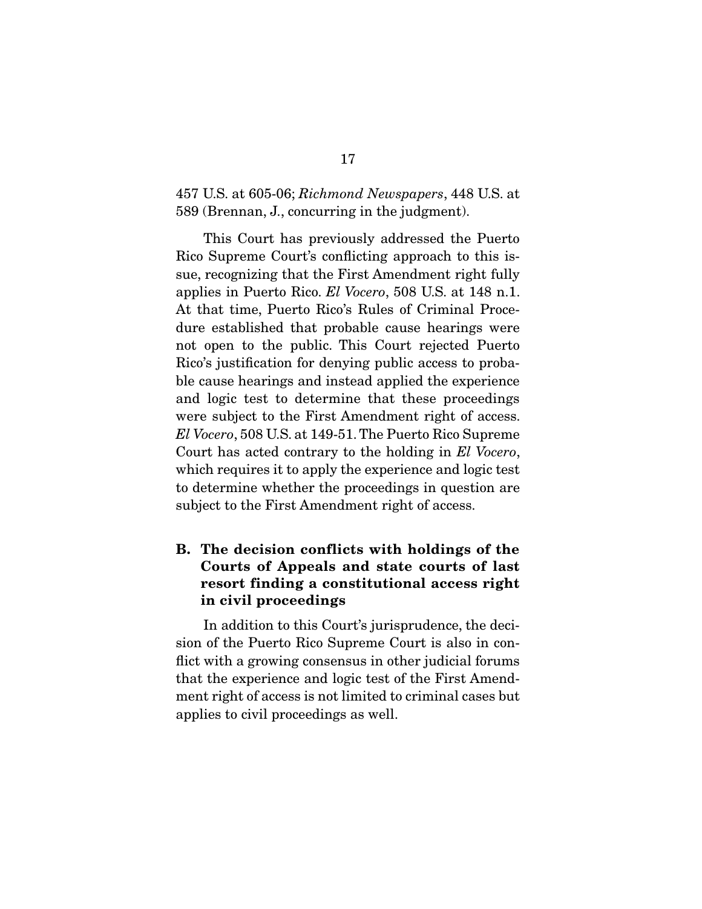457 U.S. at 605-06; *Richmond Newspapers*, 448 U.S. at 589 (Brennan, J., concurring in the judgment).

This Court has previously addressed the Puerto Rico Supreme Court's conflicting approach to this issue, recognizing that the First Amendment right fully applies in Puerto Rico. *El Vocero*, 508 U.S. at 148 n.1. At that time, Puerto Rico's Rules of Criminal Procedure established that probable cause hearings were not open to the public. This Court rejected Puerto Rico's justification for denying public access to probable cause hearings and instead applied the experience and logic test to determine that these proceedings were subject to the First Amendment right of access. *El Vocero*, 508 U.S. at 149-51. The Puerto Rico Supreme Court has acted contrary to the holding in *El Vocero*, which requires it to apply the experience and logic test to determine whether the proceedings in question are subject to the First Amendment right of access.

### B. The decision conflicts with holdings of the Courts of Appeals and state courts of last resort finding a constitutional access right in civil proceedings

In addition to this Court's jurisprudence, the decision of the Puerto Rico Supreme Court is also in conflict with a growing consensus in other judicial forums that the experience and logic test of the First Amendment right of access is not limited to criminal cases but applies to civil proceedings as well.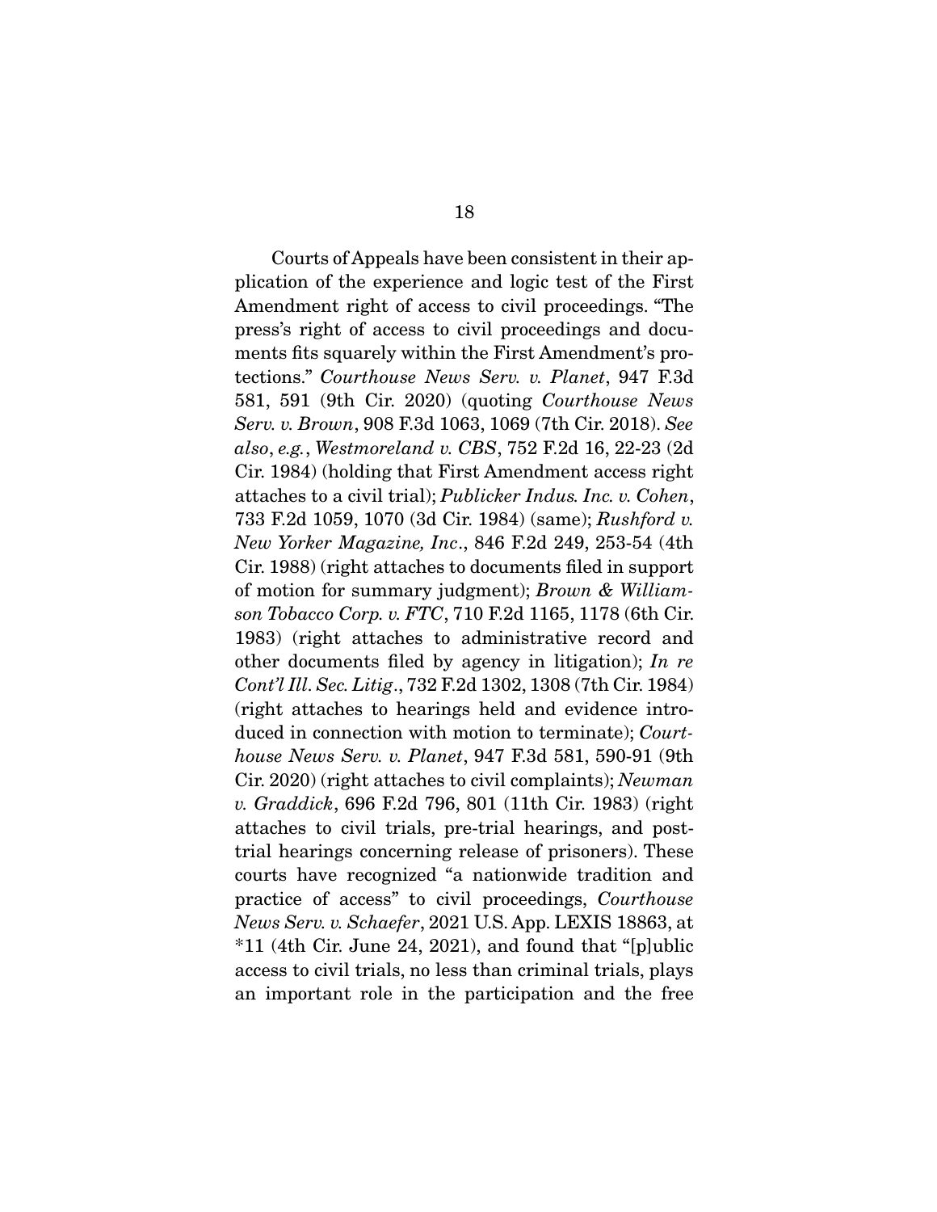Courts of Appeals have been consistent in their application of the experience and logic test of the First Amendment right of access to civil proceedings. "The press's right of access to civil proceedings and documents fits squarely within the First Amendment's protections." *Courthouse News Serv. v. Planet*, 947 F.3d 581, 591 (9th Cir. 2020) (quoting *Courthouse News Serv. v. Brown*, 908 F.3d 1063, 1069 (7th Cir. 2018). *See also*, *e.g.*, *Westmoreland v. CBS*, 752 F.2d 16, 22-23 (2d Cir. 1984) (holding that First Amendment access right attaches to a civil trial); *Publicker Indus. Inc. v. Cohen*, 733 F.2d 1059, 1070 (3d Cir. 1984) (same); *Rushford v. New Yorker Magazine, Inc*., 846 F.2d 249, 253-54 (4th Cir. 1988) (right attaches to documents filed in support of motion for summary judgment); *Brown & Williamson Tobacco Corp. v. FTC*, 710 F.2d 1165, 1178 (6th Cir. 1983) (right attaches to administrative record and other documents filed by agency in litigation); *In re Cont'l Ill. Sec. Litig*., 732 F.2d 1302, 1308 (7th Cir. 1984) (right attaches to hearings held and evidence introduced in connection with motion to terminate); *Courthouse News Serv. v. Planet*, 947 F.3d 581, 590-91 (9th Cir. 2020) (right attaches to civil complaints); *Newman v. Graddick*, 696 F.2d 796, 801 (11th Cir. 1983) (right attaches to civil trials, pre-trial hearings, and post-trial hearings concerning release of prisoners). These courts have recognized "a nationwide tradition and practice of access" to civil proceedings, *Courthouse News Serv. v. Schaefer*, 2021 U.S. App. LEXIS 18863, at *11 (4th Cir. June 24, 2021), and found that "[p]ublic access to civil trials, no less than criminal trials, plays an important role in the participation and the free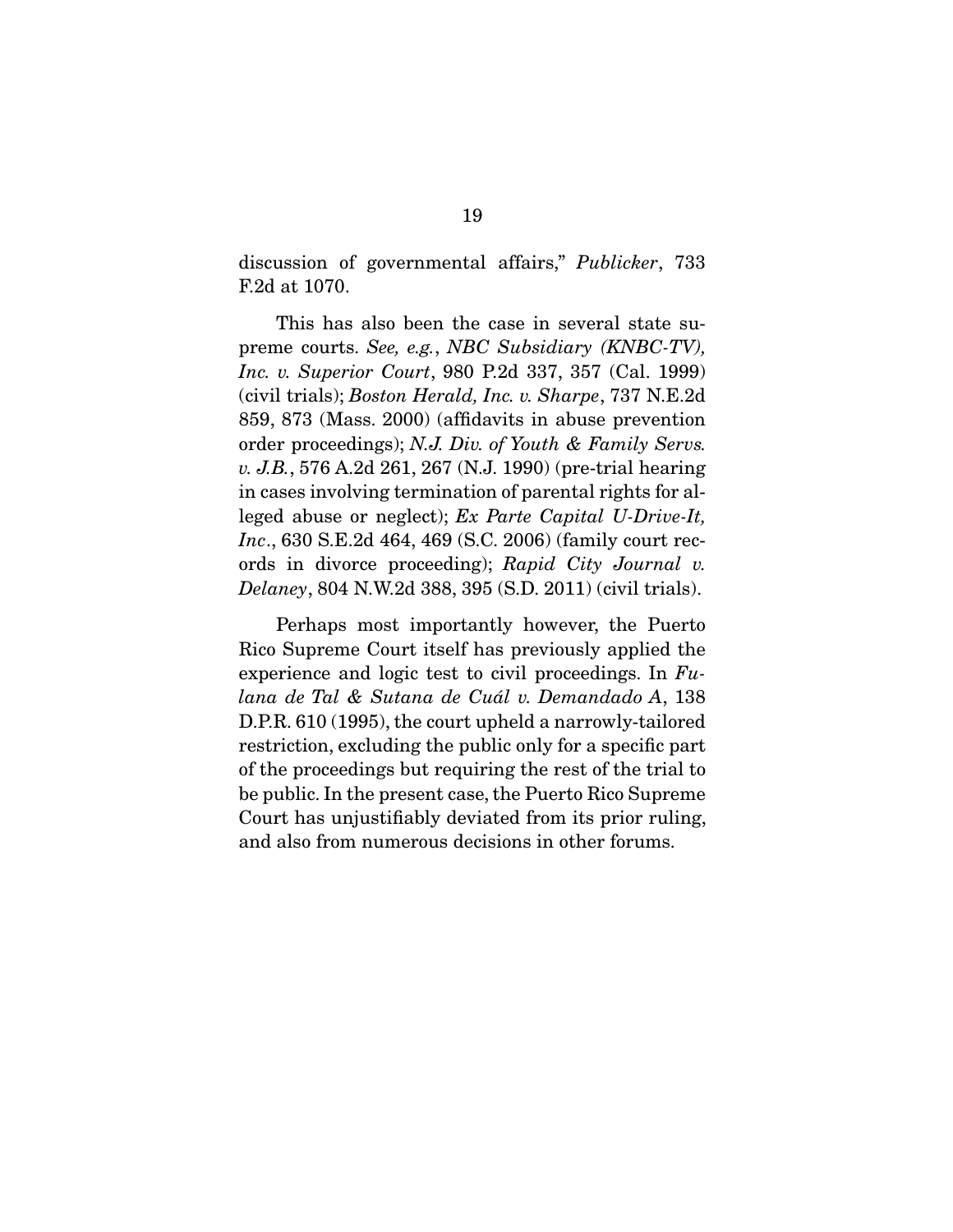discussion of governmental affairs," *Publicker*, 733 F.2d at 1070.

This has also been the case in several state supreme courts. *See, e.g.*, *NBC Subsidiary (KNBC-TV), Inc. v. Superior Court*, 980 P.2d 337, 357 (Cal. 1999) (civil trials); *Boston Herald, Inc. v. Sharpe*, 737 N.E.2d 859, 873 (Mass. 2000) (affidavits in abuse prevention order proceedings); *N.J. Div. of Youth & Family Servs. v. J.B.*, 576 A.2d 261, 267 (N.J. 1990) (pre-trial hearing in cases involving termination of parental rights for alleged abuse or neglect); *Ex Parte Capital U-Drive-It, Inc.*, 630 S.E.2d 464, 469 (S.C. 2006) (family court records in divorce proceeding); *Rapid City Journal v. Delaney*, 804 N.W.2d 388, 395 (S.D. 2011) (civil trials).

Perhaps most importantly however, the Puerto Rico Supreme Court itself has previously applied the experience and logic test to civil proceedings. In *Fulana de Tal & Sutana de Cuál v. Demandado A*, 138 D.P.R. 610 (1995), the court upheld a narrowly-tailored restriction, excluding the public only for a specific part of the proceedings but requiring the rest of the trial to be public. In the present case, the Puerto Rico Supreme Court has unjustifiably deviated from its prior ruling, and also from numerous decisions in other forums.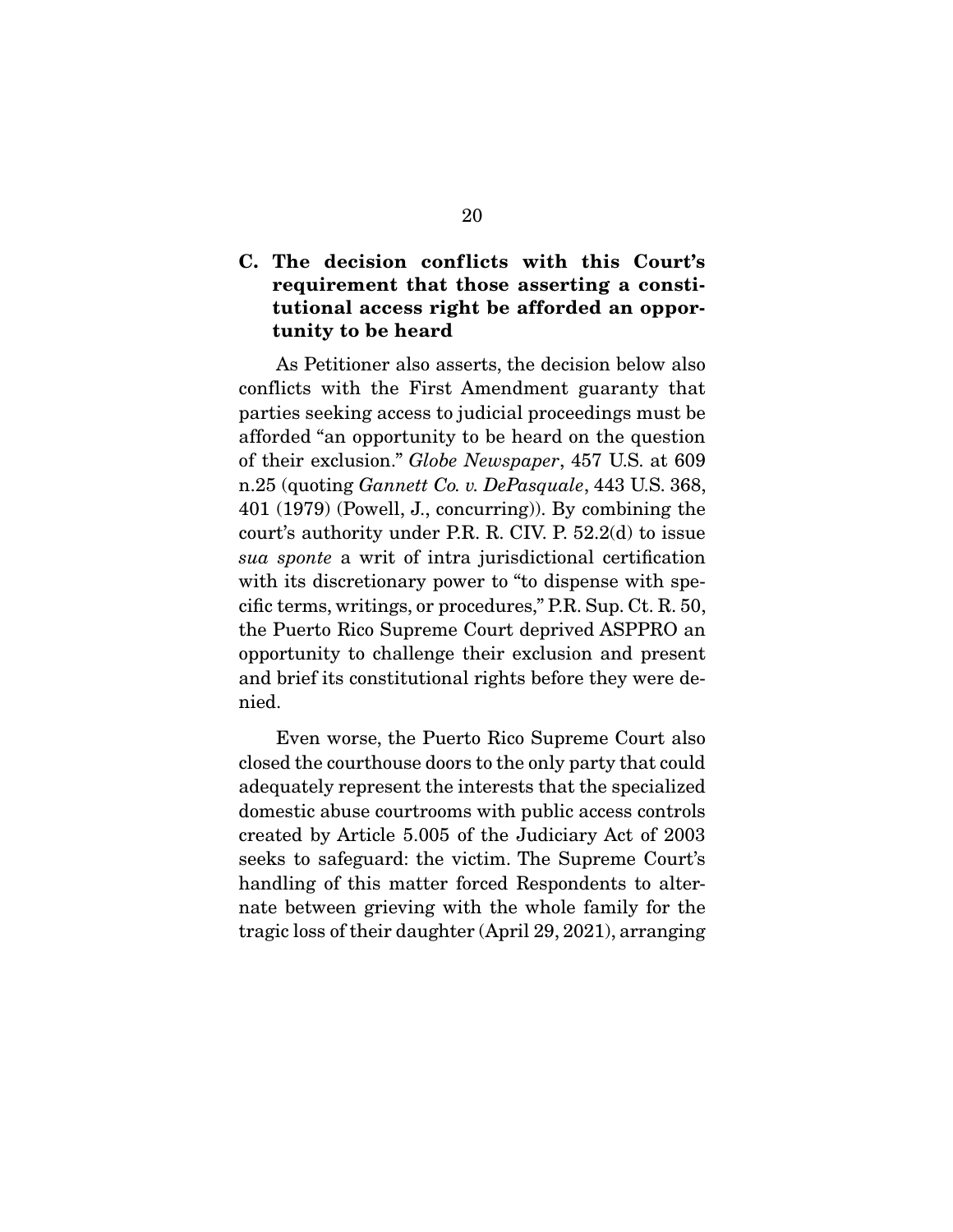### C. The decision conflicts with this Court's requirement that those asserting a constitutional access right be afforded an opportunity to be heard

As Petitioner also asserts, the decision below also conflicts with the First Amendment guaranty that parties seeking access to judicial proceedings must be afforded "an opportunity to be heard on the question of their exclusion." *Globe Newspaper*, 457 U.S. at 609 n.25 (quoting *Gannett Co. v. DePasquale*, 443 U.S. 368, 401 (1979) (Powell, J., concurring)). By combining the court's authority under P.R. R. CIV. P. 52.2(d) to issue *sua sponte* a writ of intra jurisdictional certification with its discretionary power to "to dispense with specific terms, writings, or procedures," P.R. Sup. Ct. R. 50, the Puerto Rico Supreme Court deprived ASPPRO an opportunity to challenge their exclusion and present and brief its constitutional rights before they were denied.

Even worse, the Puerto Rico Supreme Court also closed the courthouse doors to the only party that could adequately represent the interests that the specialized domestic abuse courtrooms with public access controls created by Article 5.005 of the Judiciary Act of 2003 seeks to safeguard: the victim. The Supreme Court's handling of this matter forced Respondents to alternate between grieving with the whole family for the tragic loss of their daughter (April 29, 2021), arranging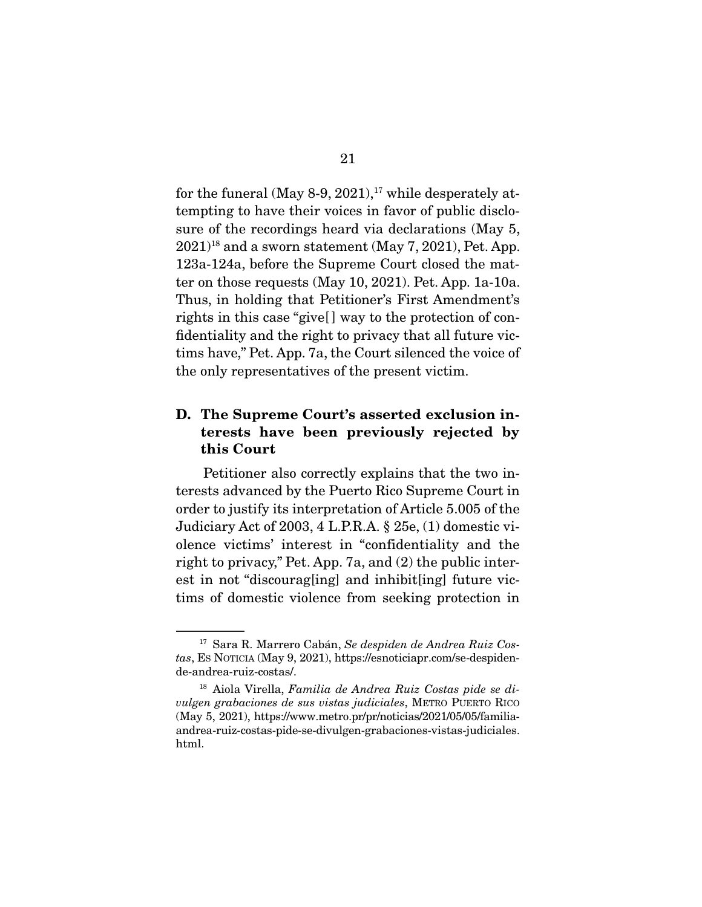for the funeral (May 8-9, 2021),[17] while desperately attempting to have their voices in favor of public disclosure of the recordings heard via declarations (May 5, 2021)[18] and a sworn statement (May 7, 2021), Pet. App. 123a-124a, before the Supreme Court closed the matter on those requests (May 10, 2021). Pet. App. 1a-10a. Thus, in holding that Petitioner's First Amendment's rights in this case "give[] way to the protection of confidentiality and the right to privacy that all future victims have," Pet. App. 7a, the Court silenced the voice of the only representatives of the present victim.

### D. The Supreme Court's asserted exclusion interests have been previously rejected by this Court

Petitioner also correctly explains that the two interests advanced by the Puerto Rico Supreme Court in order to justify its interpretation of Article 5.005 of the Judiciary Act of 2003, 4 L.P.R.A. § 25e, (1) domestic violence victims' interest in "confidentiality and the right to privacy," Pet. App. 7a, and (2) the public interest in not "discourag[ing] and inhibit[ing] future victims of domestic violence from seeking protection in

---

[17] Sara R. Marrero Cabán, *Se despiden de Andrea Ruiz Costas*, Es Noticia (May 9, 2021), https://esnoticiapr.com/se-despiden-de-andrea-ruiz-costas/.

[18] Aiola Virella, *Familia de Andrea Ruiz Costas pide se divulgen grabaciones de sus vistas judiciales*, Metro Puerto Rico (May 5, 2021), https://www.metro.pr/pr/noticias/2021/05/05/familia-andrea-ruiz-costas-pide-se-divulgen-grabaciones-vistas-judiciales.html.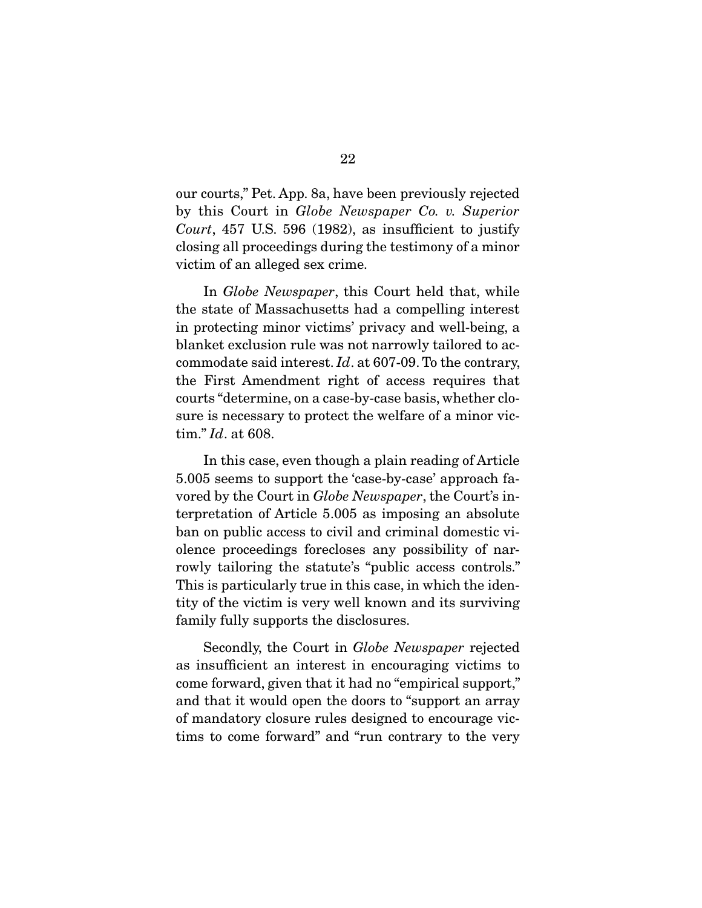our courts," Pet. App. 8a, have been previously rejected by this Court in *Globe Newspaper Co. v. Superior Court*, 457 U.S. 596 (1982), as insufficient to justify closing all proceedings during the testimony of a minor victim of an alleged sex crime.

In *Globe Newspaper*, this Court held that, while the state of Massachusetts had a compelling interest in protecting minor victims' privacy and well-being, a blanket exclusion rule was not narrowly tailored to accommodate said interest. *Id*. at 607-09. To the contrary, the First Amendment right of access requires that courts "determine, on a case-by-case basis, whether closure is necessary to protect the welfare of a minor victim." *Id*. at 608.

In this case, even though a plain reading of Article 5.005 seems to support the 'case-by-case' approach favored by the Court in *Globe Newspaper*, the Court's interpretation of Article 5.005 as imposing an absolute ban on public access to civil and criminal domestic violence proceedings forecloses any possibility of narrowly tailoring the statute's "public access controls." This is particularly true in this case, in which the identity of the victim is very well known and its surviving family fully supports the disclosures.

Secondly, the Court in *Globe Newspaper* rejected as insufficient an interest in encouraging victims to come forward, given that it had no "empirical support," and that it would open the doors to "support an array of mandatory closure rules designed to encourage victims to come forward" and "run contrary to the very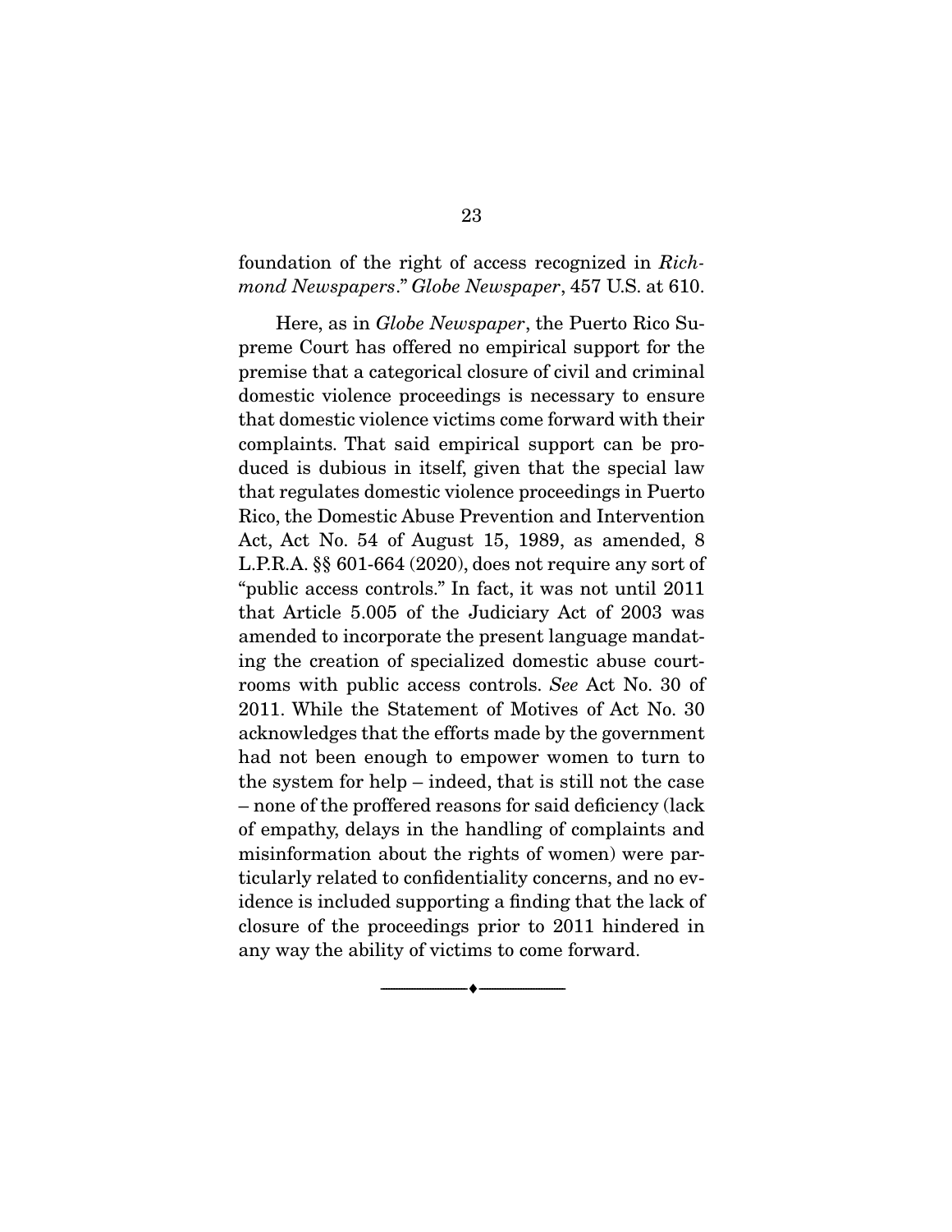foundation of the right of access recognized in *Richmond Newspapers*." *Globe Newspaper*, 457 U.S. at 610.

Here, as in *Globe Newspaper*, the Puerto Rico Supreme Court has offered no empirical support for the premise that a categorical closure of civil and criminal domestic violence proceedings is necessary to ensure that domestic violence victims come forward with their complaints. That said empirical support can be produced is dubious in itself, given that the special law that regulates domestic violence proceedings in Puerto Rico, the Domestic Abuse Prevention and Intervention Act, Act No. 54 of August 15, 1989, as amended, 8 L.P.R.A. §§ 601-664 (2020), does not require any sort of "public access controls." In fact, it was not until 2011 that Article 5.005 of the Judiciary Act of 2003 was amended to incorporate the present language mandating the creation of specialized domestic abuse courtrooms with public access controls. *See* Act No. 30 of 2011. While the Statement of Motives of Act No. 30 acknowledges that the efforts made by the government had not been enough to empower women to turn to the system for help – indeed, that is still not the case – none of the proffered reasons for said deficiency (lack of empathy, delays in the handling of complaints and misinformation about the rights of women) were particularly related to confidentiality concerns, and no evidence is included supporting a finding that the lack of closure of the proceedings prior to 2011 hindered in any way the ability of victims to come forward.

---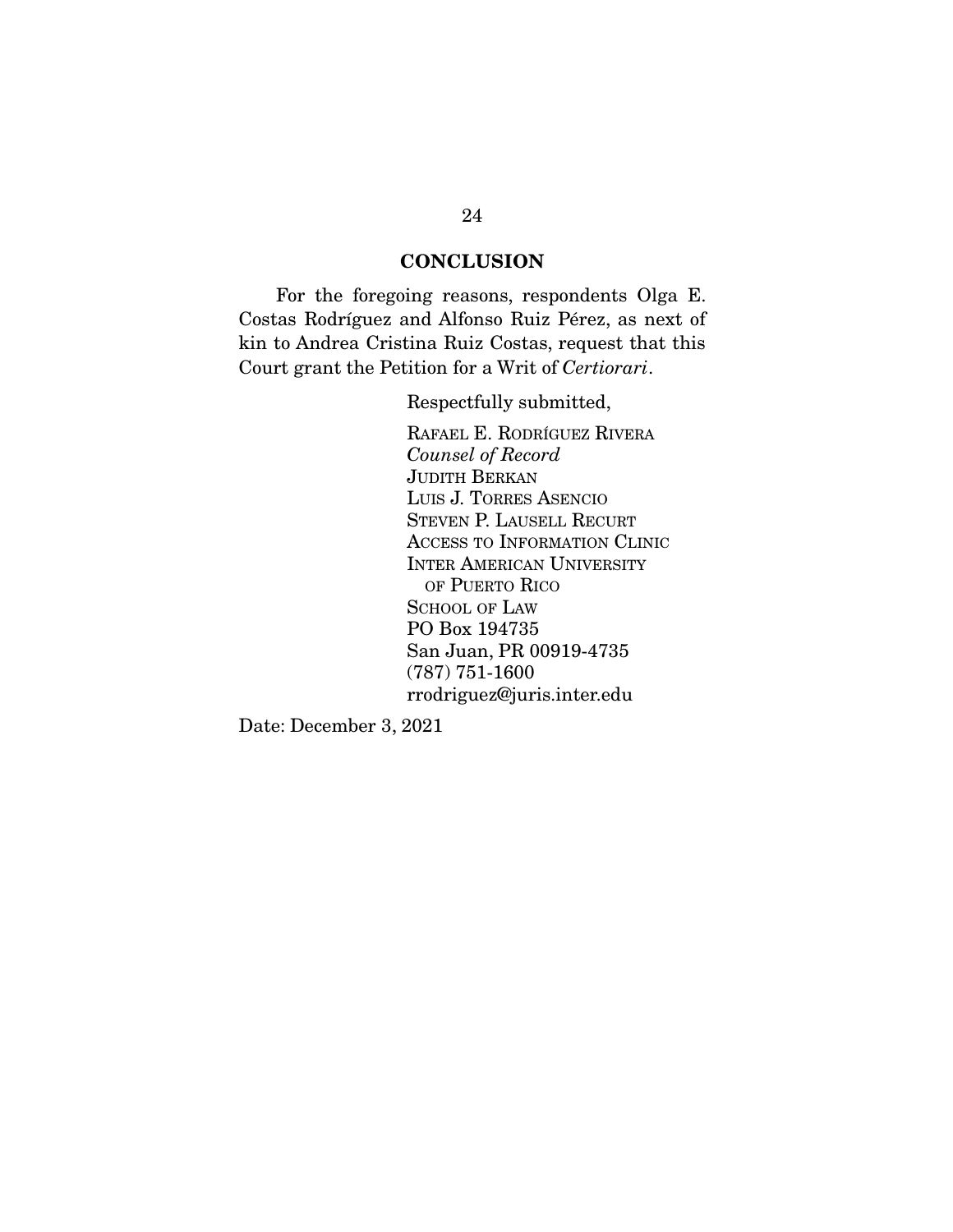## CONCLUSION

For the foregoing reasons, respondents Olga E. Costas Rodríguez and Alfonso Ruiz Pérez, as next of kin to Andrea Cristina Ruiz Costas, request that this Court grant the Petition for a Writ of *Certiorari*.

Respectfully submitted,

RAFAEL E. RODRÍGUEZ RIVERA
*Counsel of Record*
JUDITH BERKAN
LUIS J. TORRES ASENCIO
STEVEN P. LAUSELL RECURT
ACCESS TO INFORMATION CLINIC
INTER AMERICAN UNIVERSITY
OF PUERTO RICO
SCHOOL OF LAW
PO Box 194735
San Juan, PR 00919-4735
(787) 751-1600
rrodriguez@juris.inter.edu

Date: December 3, 2021